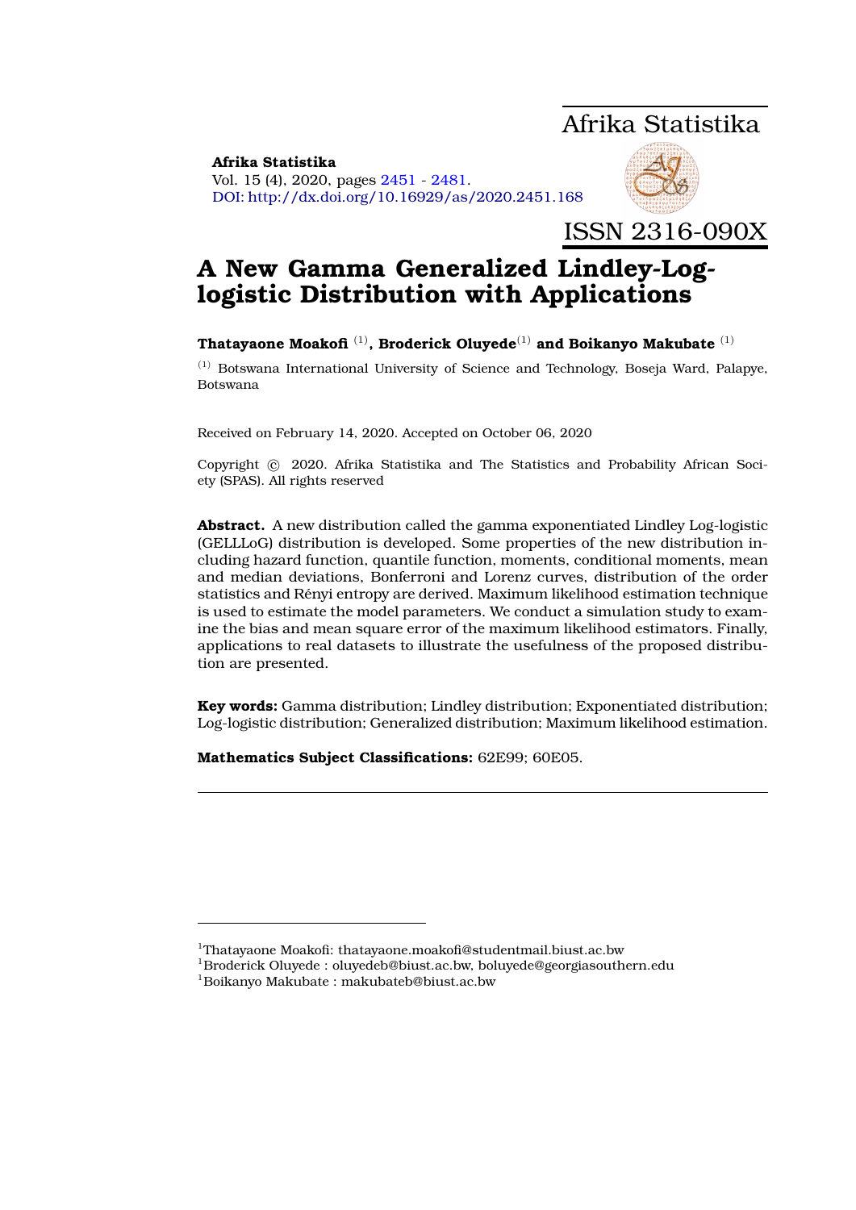Afrika Statistika

**Afrika Statistika**
Vol. 15 (4), 2020, pages 2451 - 2481.
DOI: http://dx.doi.org/10.16929/as/2020.2451.168

ISSN 2316-090X

# A New Gamma Generalized Lindley-Log-logistic Distribution with Applications

**Thatayaone Moakofi** [(1)], **Broderick Oluyede**[(1)] **and Boikanyo Makubate** [(1)]

[(1)] Botswana International University of Science and Technology, Boseja Ward, Palapye, Botswana

Received on February 14, 2020. Accepted on October 06, 2020

Copyright © 2020. Afrika Statistika and The Statistics and Probability African Society (SPAS). All rights reserved

**Abstract.** A new distribution called the gamma exponentiated Lindley Log-logistic (GELLLoG) distribution is developed. Some properties of the new distribution including hazard function, quantile function, moments, conditional moments, mean and median deviations, Bonferroni and Lorenz curves, distribution of the order statistics and Rényi entropy are derived. Maximum likelihood estimation technique is used to estimate the model parameters. We conduct a simulation study to examine the bias and mean square error of the maximum likelihood estimators. Finally, applications to real datasets to illustrate the usefulness of the proposed distribution are presented.

**Key words:** Gamma distribution; Lindley distribution; Exponentiated distribution; Log-logistic distribution; Generalized distribution; Maximum likelihood estimation.

**Mathematics Subject Classifications:** 62E99; 60E05.

---

[1]Thatayaone Moakofi: thatayaone.moakofi@studentmail.biust.ac.bw
[1]Broderick Oluyede : oluyedeb@biust.ac.bw, boluyede@georgiasouthern.edu
[1]Boikanyo Makubate : makubateb@biust.ac.bw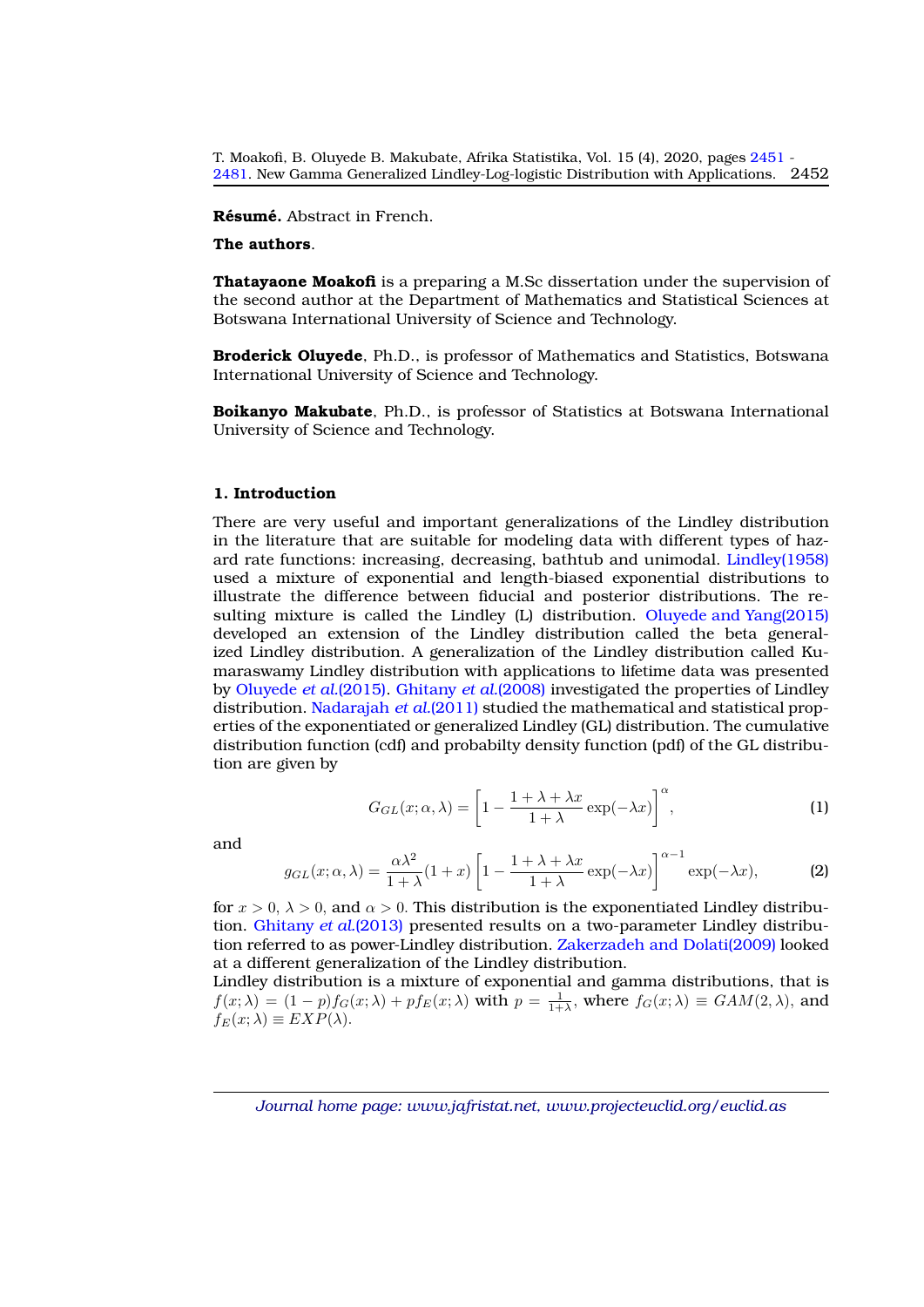**Résumé.** Abstract in French.

**The authors**.

**Thatayaone Moakofi** is a preparing a M.Sc dissertation under the supervision of the second author at the Department of Mathematics and Statistical Sciences at Botswana International University of Science and Technology.

**Broderick Oluyede**, Ph.D., is professor of Mathematics and Statistics, Botswana International University of Science and Technology.

**Boikanyo Makubate**, Ph.D., is professor of Statistics at Botswana International University of Science and Technology.

## 1. Introduction

There are very useful and important generalizations of the Lindley distribution in the literature that are suitable for modeling data with different types of hazard rate functions: increasing, decreasing, bathtub and unimodal. Lindley(1958) used a mixture of exponential and length-biased exponential distributions to illustrate the difference between fiducial and posterior distributions. The resulting mixture is called the Lindley (L) distribution. Oluyede and Yang(2015) developed an extension of the Lindley distribution called the beta generalized Lindley distribution. A generalization of the Lindley distribution called Kumaraswamy Lindley distribution with applications to lifetime data was presented by Oluyede *et al.*(2015). Ghitany *et al.*(2008) investigated the properties of Lindley distribution. Nadarajah *et al.*(2011) studied the mathematical and statistical properties of the exponentiated or generalized Lindley (GL) distribution. The cumulative distribution function (cdf) and probabilty density function (pdf) of the GL distribution are given by

$$G_{GL}(x;\alpha,\lambda) = \left[1 - \frac{1+\lambda+\lambda x}{1+\lambda}\exp(-\lambda x)\right]^{\alpha}, \tag{1}$$

and

$$g_{GL}(x;\alpha,\lambda) = \frac{\alpha\lambda^2}{1+\lambda}(1+x)\left[1 - \frac{1+\lambda+\lambda x}{1+\lambda}\exp(-\lambda x)\right]^{\alpha-1}\exp(-\lambda x), \tag{2}$$

for $x > 0$, $\lambda > 0$, and $\alpha > 0$. This distribution is the exponentiated Lindley distribution. Ghitany *et al.*(2013) presented results on a two-parameter Lindley distribution referred to as power-Lindley distribution. Zakerzadeh and Dolati(2009) looked at a different generalization of the Lindley distribution.
Lindley distribution is a mixture of exponential and gamma distributions, that is $f(x;\lambda) = (1-p)f_G(x;\lambda) + pf_E(x;\lambda)$ with $p = \frac{1}{1+\lambda}$, where $f_G(x;\lambda) \equiv GAM(2,\lambda)$, and $f_E(x;\lambda) \equiv EXP(\lambda)$.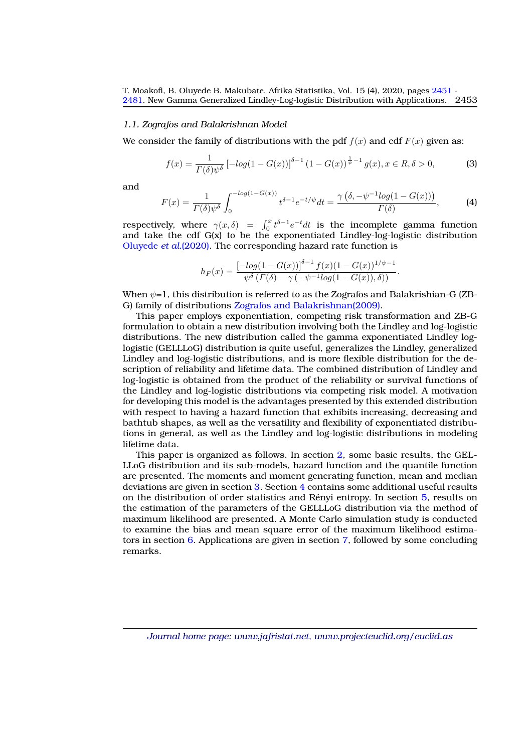### 1.1. Zografos and Balakrishnan Model

We consider the family of distributions with the pdf $f(x)$ and cdf $F(x)$ given as:

$$f(x) = \frac{1}{\Gamma(\delta)\psi^{\delta}} \left[-log(1-G(x))\right]^{\delta-1} (1-G(x))^{\frac{1}{\psi}-1} g(x), x \in R, \delta > 0, \tag{3}$$

and

$$F(x) = \frac{1}{\Gamma(\delta)\psi^{\delta}} \int_0^{-log(1-G(x))} t^{\delta-1} e^{-t/\psi} dt = \frac{\gamma\left(\delta, -\psi^{-1} log(1-G(x))\right)}{\Gamma(\delta)}, \tag{4}$$

respectively, where $\gamma(x,\delta) = \int_0^x t^{\delta-1} e^{-t} dt$ is the incomplete gamma function and take the cdf G(x) to be the exponentiated Lindley-log-logistic distribution Oluyede *et al.*(2020). The corresponding hazard rate function is

$$h_F(x) = \frac{\left[-log(1-G(x))\right]^{\delta-1} f(x)(1-G(x))^{1/\psi-1}}{\psi^{\delta}\left(\Gamma(\delta) - \gamma\left(-\psi^{-1} log(1-G(x)), \delta\right)\right)}.$$

When $\psi$=1, this distribution is referred to as the Zografos and Balakrishian-G (ZB-G) family of distributions Zografos and Balakrishnan(2009).

This paper employs exponentiation, competing risk transformation and ZB-G formulation to obtain a new distribution involving both the Lindley and log-logistic distributions. The new distribution called the gamma exponentiated Lindley log-logistic (GELLLoG) distribution is quite useful, generalizes the Lindley, generalized Lindley and log-logistic distributions, and is more flexible distribution for the description of reliability and lifetime data. The combined distribution of Lindley and log-logistic is obtained from the product of the reliability or survival functions of the Lindley and log-logistic distributions via competing risk model. A motivation for developing this model is the advantages presented by this extended distribution with respect to having a hazard function that exhibits increasing, decreasing and bathtub shapes, as well as the versatility and flexibility of exponentiated distributions in general, as well as the Lindley and log-logistic distributions in modeling lifetime data.

This paper is organized as follows. In section 2, some basic results, the GELLLoG distribution and its sub-models, hazard function and the quantile function are presented. The moments and moment generating function, mean and median deviations are given in section 3. Section 4 contains some additional useful results on the distribution of order statistics and Rényi entropy. In section 5, results on the estimation of the parameters of the GELLLoG distribution via the method of maximum likelihood are presented. A Monte Carlo simulation study is conducted to examine the bias and mean square error of the maximum likelihood estimators in section 6. Applications are given in section 7, followed by some concluding remarks.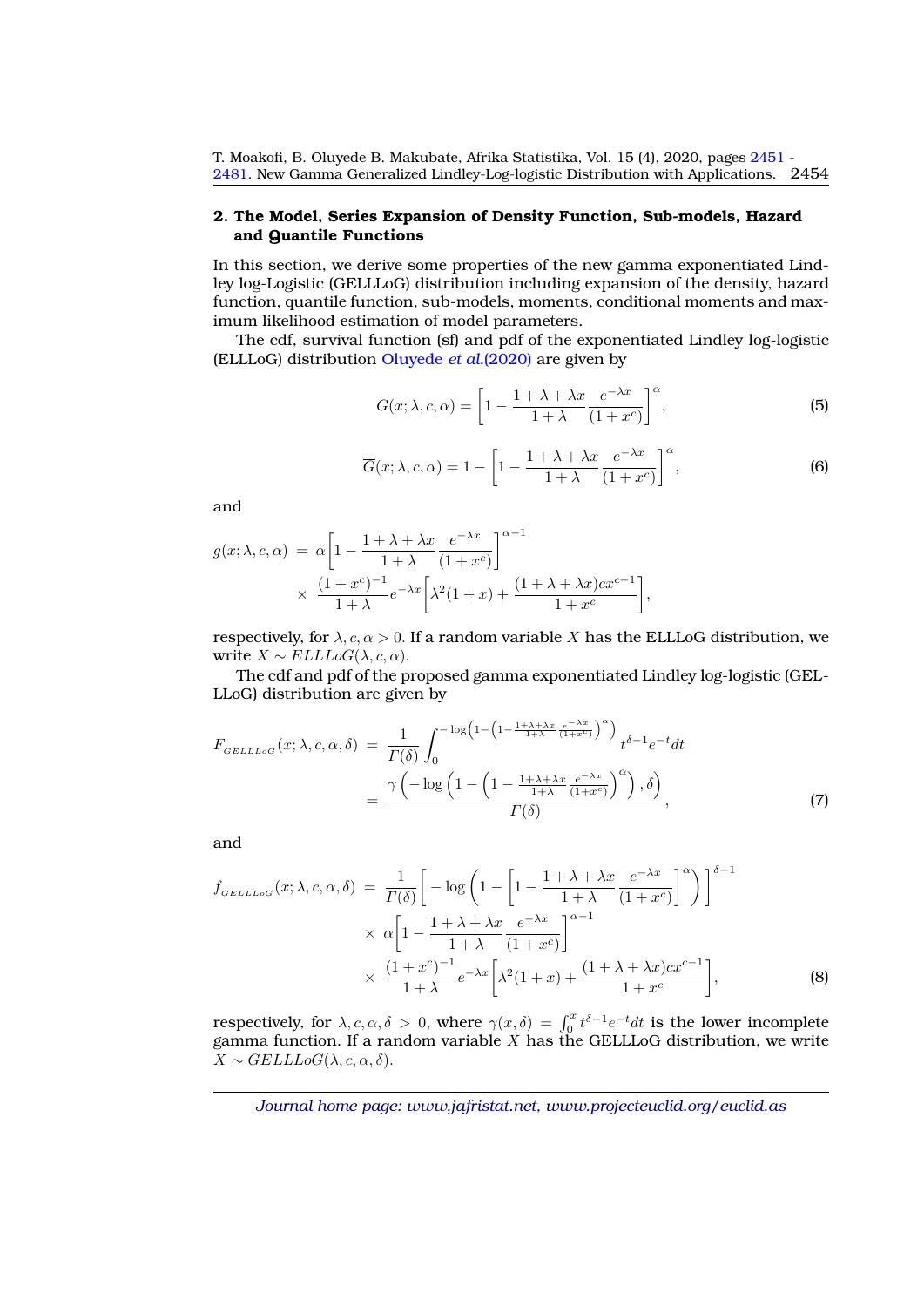## 2. The Model, Series Expansion of Density Function, Sub-models, Hazard and Quantile Functions

In this section, we derive some properties of the new gamma exponentiated Lindley log-Logistic (GELLLoG) distribution including expansion of the density, hazard function, quantile function, sub-models, moments, conditional moments and maximum likelihood estimation of model parameters.

The cdf, survival function (sf) and pdf of the exponentiated Lindley log-logistic (ELLLoG) distribution Oluyede *et al.*(2020) are given by

$$G(x;\lambda,c,\alpha)=\left[1-\frac{1+\lambda+\lambda x}{1+\lambda}\frac{e^{-\lambda x}}{(1+x^c)}\right]^{\alpha}, \tag{5}$$

$$\overline{G}(x;\lambda,c,\alpha)=1-\left[1-\frac{1+\lambda+\lambda x}{1+\lambda}\frac{e^{-\lambda x}}{(1+x^c)}\right]^{\alpha}, \tag{6}$$

and

$$\begin{aligned} g(x;\lambda,c,\alpha) &= \alpha\left[1-\frac{1+\lambda+\lambda x}{1+\lambda}\frac{e^{-\lambda x}}{(1+x^c)}\right]^{\alpha-1} \\ &\times \frac{(1+x^c)^{-1}}{1+\lambda}e^{-\lambda x}\left[\lambda^2(1+x)+\frac{(1+\lambda+\lambda x)cx^{c-1}}{1+x^c}\right], \end{aligned}$$

respectively, for $\lambda,c,\alpha>0$. If a random variable $X$ has the ELLLoG distribution, we write $X\sim ELLLoG(\lambda,c,\alpha)$.

The cdf and pdf of the proposed gamma exponentiated Lindley log-logistic (GELLLoG) distribution are given by

$$\begin{aligned} F_{GELLLoG}(x;\lambda,c,\alpha,\delta) &= \frac{1}{\Gamma(\delta)}\int_0^{-\log\left(1-\left(1-\frac{1+\lambda+\lambda x}{1+\lambda}\frac{e^{-\lambda x}}{(1+x^c)}\right)^{\alpha}\right)} t^{\delta-1}e^{-t}dt \\ &= \frac{\gamma\left(-\log\left(1-\left(1-\frac{1+\lambda+\lambda x}{1+\lambda}\frac{e^{-\lambda x}}{(1+x^c)}\right)^{\alpha}\right),\delta\right)}{\Gamma(\delta)}, \end{aligned} \tag{7}$$

and

$$\begin{aligned} f_{GELLLoG}(x;\lambda,c,\alpha,\delta) &= \frac{1}{\Gamma(\delta)}\left[-\log\left(1-\left[1-\frac{1+\lambda+\lambda x}{1+\lambda}\frac{e^{-\lambda x}}{(1+x^c)}\right]^{\alpha}\right)\right]^{\delta-1} \\ &\times \alpha\left[1-\frac{1+\lambda+\lambda x}{1+\lambda}\frac{e^{-\lambda x}}{(1+x^c)}\right]^{\alpha-1} \\ &\times \frac{(1+x^c)^{-1}}{1+\lambda}e^{-\lambda x}\left[\lambda^2(1+x)+\frac{(1+\lambda+\lambda x)cx^{c-1}}{1+x^c}\right], \end{aligned} \tag{8}$$

respectively, for $\lambda,c,\alpha,\delta>0$, where $\gamma(x,\delta)=\int_0^x t^{\delta-1}e^{-t}dt$ is the lower incomplete gamma function. If a random variable $X$ has the GELLLoG distribution, we write $X\sim GELLLoG(\lambda,c,\alpha,\delta)$.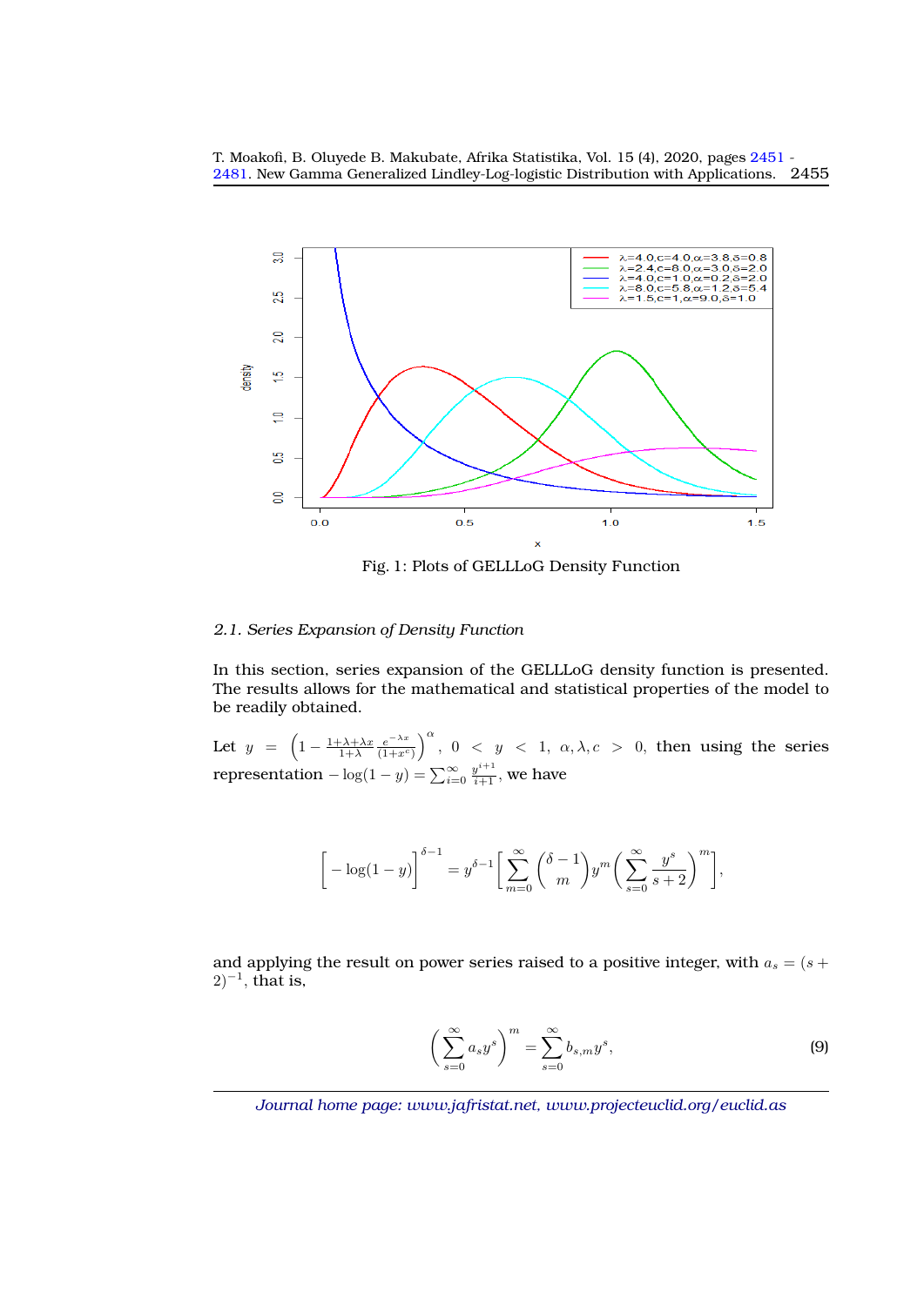Fig. 1: Plots of GELLLoG Density Function

### 2.1. Series Expansion of Density Function

In this section, series expansion of the GELLLoG density function is presented. The results allows for the mathematical and statistical properties of the model to be readily obtained.

Let $y = \left(1 - \frac{1+\lambda+\lambda x}{1+\lambda}\frac{e^{-\lambda x}}{(1+x^c)}\right)^{\alpha}$, $0 < y < 1$, $\alpha, \lambda, c > 0$, then using the series representation $-\log(1-y) = \sum_{i=0}^{\infty}\frac{y^{i+1}}{i+1}$, we have

$$\left[-\log(1-y)\right]^{\delta-1} = y^{\delta-1}\left[\sum_{m=0}^{\infty}\binom{\delta-1}{m}y^m\left(\sum_{s=0}^{\infty}\frac{y^s}{s+2}\right)^m\right],$$

and applying the result on power series raised to a positive integer, with $a_s = (s+2)^{-1}$, that is,

$$\left(\sum_{s=0}^{\infty}a_s y^s\right)^m = \sum_{s=0}^{\infty}b_{s,m}y^s, \tag{9}$$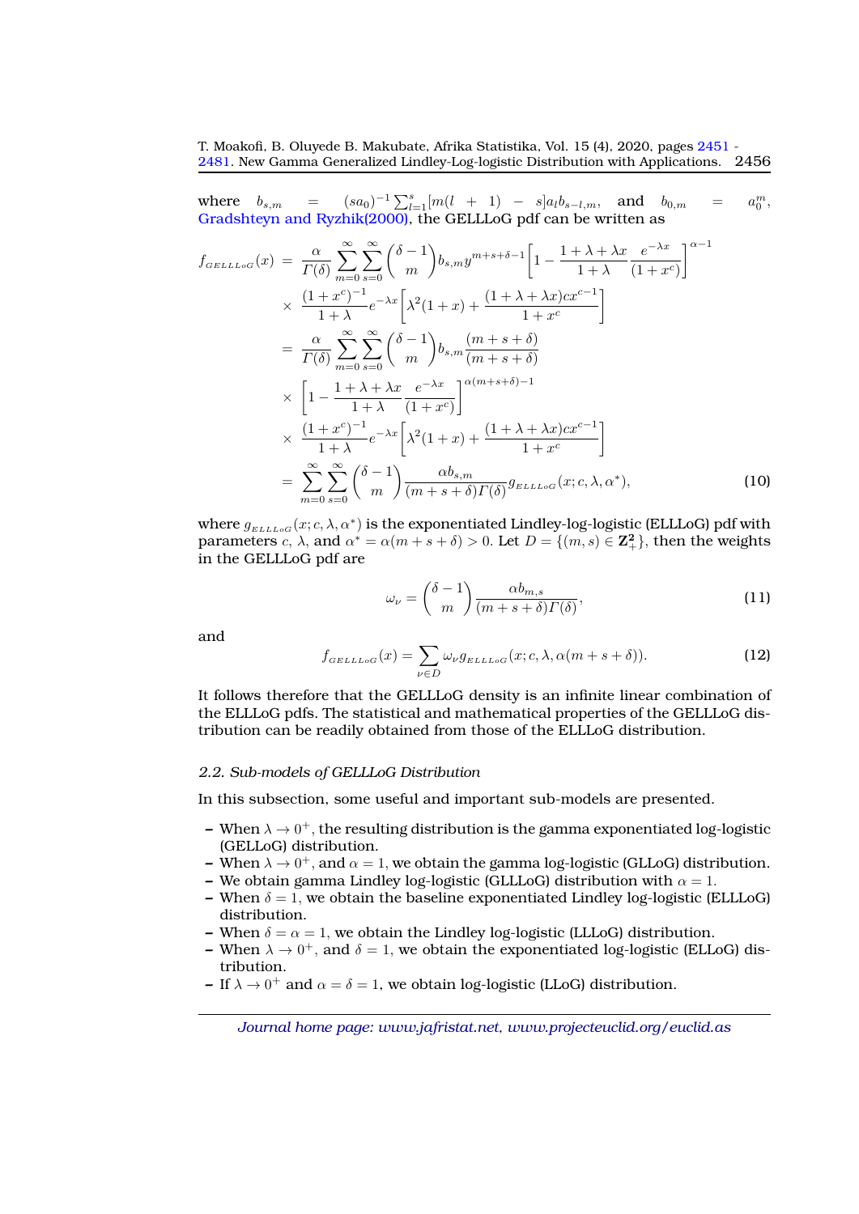where $b_{s,m} = (sa_0)^{-1}\sum_{l=1}^{s}[m(l+1)-s]a_l b_{s-l,m}$, and $b_{0,m} = a_0^m$, Gradshteyn and Ryzhik(2000), the GELLLoG pdf can be written as

$$
\begin{aligned}
f_{GELLLoG}(x) &= \frac{\alpha}{\Gamma(\delta)}\sum_{m=0}^{\infty}\sum_{s=0}^{\infty}\binom{\delta-1}{m} b_{s,m} y^{m+s+\delta-1}\left[1-\frac{1+\lambda+\lambda x}{1+\lambda}\frac{e^{-\lambda x}}{(1+x^c)}\right]^{\alpha-1} \\
&\times \frac{(1+x^c)^{-1}}{1+\lambda}e^{-\lambda x}\left[\lambda^2(1+x)+\frac{(1+\lambda+\lambda x)cx^{c-1}}{1+x^c}\right] \\
&= \frac{\alpha}{\Gamma(\delta)}\sum_{m=0}^{\infty}\sum_{s=0}^{\infty}\binom{\delta-1}{m} b_{s,m}\frac{(m+s+\delta)}{(m+s+\delta)} \\
&\times \left[1-\frac{1+\lambda+\lambda x}{1+\lambda}\frac{e^{-\lambda x}}{(1+x^c)}\right]^{\alpha(m+s+\delta)-1} \\
&\times \frac{(1+x^c)^{-1}}{1+\lambda}e^{-\lambda x}\left[\lambda^2(1+x)+\frac{(1+\lambda+\lambda x)cx^{c-1}}{1+x^c}\right] \\
&= \sum_{m=0}^{\infty}\sum_{s=0}^{\infty}\binom{\delta-1}{m}\frac{\alpha b_{s,m}}{(m+s+\delta)\Gamma(\delta)} g_{ELLLoG}(x;c,\lambda,\alpha^*), \qquad (10)
\end{aligned}
$$

where $g_{ELLLoG}(x;c,\lambda,\alpha^*)$ is the exponentiated Lindley-log-logistic (ELLLoG) pdf with parameters $c$, $\lambda$, and $\alpha^* = \alpha(m+s+\delta) > 0$. Let $D = \{(m,s) \in \mathbf{Z}_+^2\}$, then the weights in the GELLLoG pdf are

$$
\omega_\nu = \binom{\delta-1}{m}\frac{\alpha b_{m,s}}{(m+s+\delta)\Gamma(\delta)}, \qquad (11)
$$

and

$$
f_{GELLLoG}(x) = \sum_{\nu\in D}\omega_\nu g_{ELLLoG}(x;c,\lambda,\alpha(m+s+\delta)). \qquad (12)
$$

It follows therefore that the GELLLoG density is an infinite linear combination of the ELLLoG pdfs. The statistical and mathematical properties of the GELLLoG distribution can be readily obtained from those of the ELLLoG distribution.

### 2.2. Sub-models of GELLLoG Distribution

In this subsection, some useful and important sub-models are presented.

- When $\lambda \to 0^+$, the resulting distribution is the gamma exponentiated log-logistic (GELLoG) distribution.
- When $\lambda \to 0^+$, and $\alpha = 1$, we obtain the gamma log-logistic (GLLoG) distribution.
- We obtain gamma Lindley log-logistic (GLLLoG) distribution with $\alpha = 1$.
- When $\delta = 1$, we obtain the baseline exponentiated Lindley log-logistic (ELLLoG) distribution.
- When $\delta = \alpha = 1$, we obtain the Lindley log-logistic (LLLoG) distribution.
- When $\lambda \to 0^+$, and $\delta = 1$, we obtain the exponentiated log-logistic (ELLoG) distribution.
- If $\lambda \to 0^+$ and $\alpha = \delta = 1$, we obtain log-logistic (LLoG) distribution.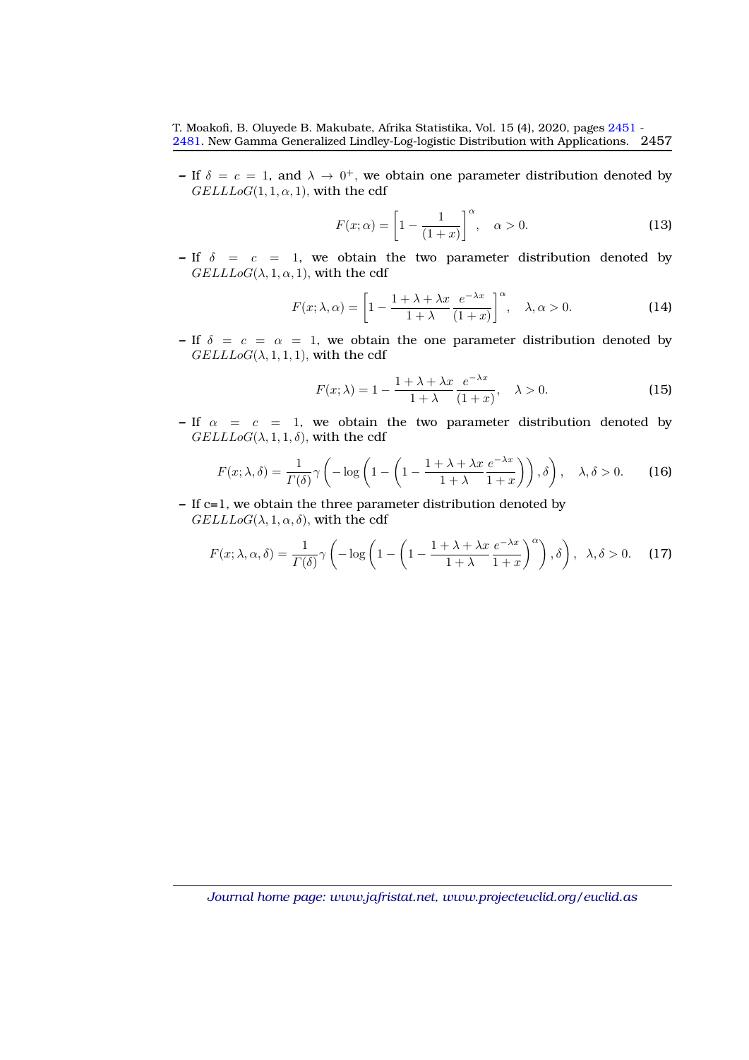- If $\delta = c = 1$, and $\lambda \to 0^+$, we obtain one parameter distribution denoted by $GELLLoG(1, 1, \alpha, 1)$, with the cdf

$$F(x; \alpha) = \left[1 - \frac{1}{(1+x)}\right]^{\alpha}, \quad \alpha > 0. \tag{13}$$

- If $\delta = c = 1$, we obtain the two parameter distribution denoted by $GELLLoG(\lambda, 1, \alpha, 1)$, with the cdf

$$F(x; \lambda, \alpha) = \left[1 - \frac{1+\lambda+\lambda x}{1+\lambda} \frac{e^{-\lambda x}}{(1+x)}\right]^{\alpha}, \quad \lambda, \alpha > 0. \tag{14}$$

- If $\delta = c = \alpha = 1$, we obtain the one parameter distribution denoted by $GELLLoG(\lambda, 1, 1, 1)$, with the cdf

$$F(x; \lambda) = 1 - \frac{1+\lambda+\lambda x}{1+\lambda} \frac{e^{-\lambda x}}{(1+x)}, \quad \lambda > 0. \tag{15}$$

- If $\alpha = c = 1$, we obtain the two parameter distribution denoted by $GELLLoG(\lambda, 1, 1, \delta)$, with the cdf

$$F(x; \lambda, \delta) = \frac{1}{\Gamma(\delta)} \gamma \left(-\log\left(1 - \left(1 - \frac{1+\lambda+\lambda x}{1+\lambda} \frac{e^{-\lambda x}}{1+x}\right)\right), \delta\right), \quad \lambda, \delta > 0. \tag{16}$$

- If c=1, we obtain the three parameter distribution denoted by $GELLLoG(\lambda, 1, \alpha, \delta)$, with the cdf

$$F(x; \lambda, \alpha, \delta) = \frac{1}{\Gamma(\delta)} \gamma \left(-\log\left(1 - \left(1 - \frac{1+\lambda+\lambda x}{1+\lambda} \frac{e^{-\lambda x}}{1+x}\right)^{\alpha}\right), \delta\right), \quad \lambda, \delta > 0. \tag{17}$$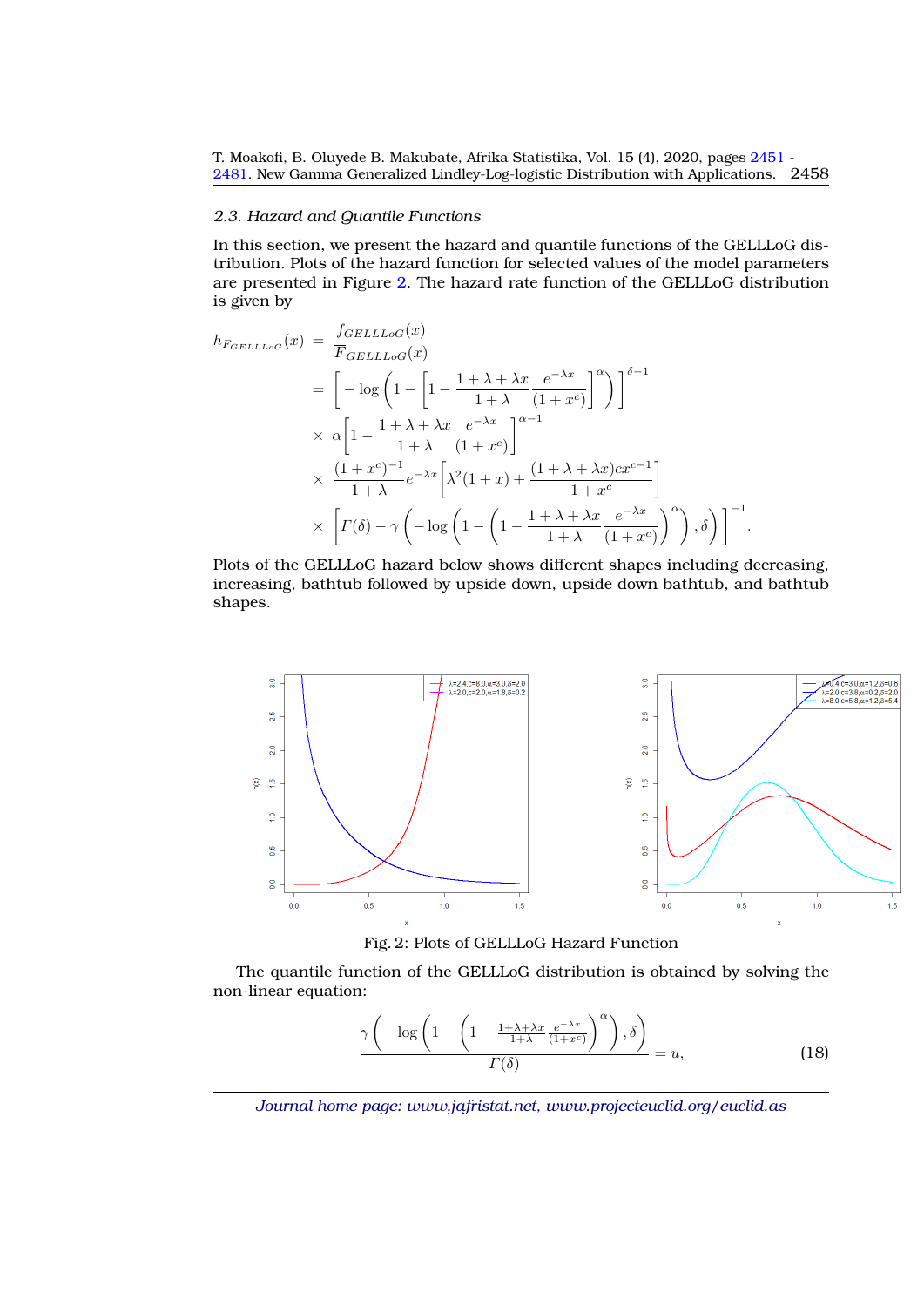### 2.3. Hazard and Quantile Functions

In this section, we present the hazard and quantile functions of the GELLLoG distribution. Plots of the hazard function for selected values of the model parameters are presented in Figure 2. The hazard rate function of the GELLLoG distribution is given by

$$
\begin{aligned}
h_{F_{GELLLoG}}(x) &= \frac{f_{GELLLoG}(x)}{\overline{F}_{GELLLoG}(x)} \\
&= \left[-\log\left(1-\left[1-\frac{1+\lambda+\lambda x}{1+\lambda}\frac{e^{-\lambda x}}{(1+x^c)}\right]^{\alpha}\right)\right]^{\delta-1} \\
&\times\ \alpha\left[1-\frac{1+\lambda+\lambda x}{1+\lambda}\frac{e^{-\lambda x}}{(1+x^c)}\right]^{\alpha-1} \\
&\times\ \frac{(1+x^c)^{-1}}{1+\lambda}e^{-\lambda x}\left[\lambda^2(1+x)+\frac{(1+\lambda+\lambda x)cx^{c-1}}{1+x^c}\right] \\
&\times\ \left[\Gamma(\delta)-\gamma\left(-\log\left(1-\left(1-\frac{1+\lambda+\lambda x}{1+\lambda}\frac{e^{-\lambda x}}{(1+x^c)}\right)^{\alpha}\right),\delta\right)\right]^{-1}.
\end{aligned}
$$

Plots of the GELLLoG hazard below shows different shapes including decreasing, increasing, bathtub followed by upside down, upside down bathtub, and bathtub shapes.

Fig. 2: Plots of GELLLoG Hazard Function

The quantile function of the GELLLoG distribution is obtained by solving the non-linear equation:

$$
\frac{\gamma\left(-\log\left(1-\left(1-\frac{1+\lambda+\lambda x}{1+\lambda}\frac{e^{-\lambda x}}{(1+x^c)}\right)^{\alpha}\right),\delta\right)}{\Gamma(\delta)}=u, \tag{18}
$$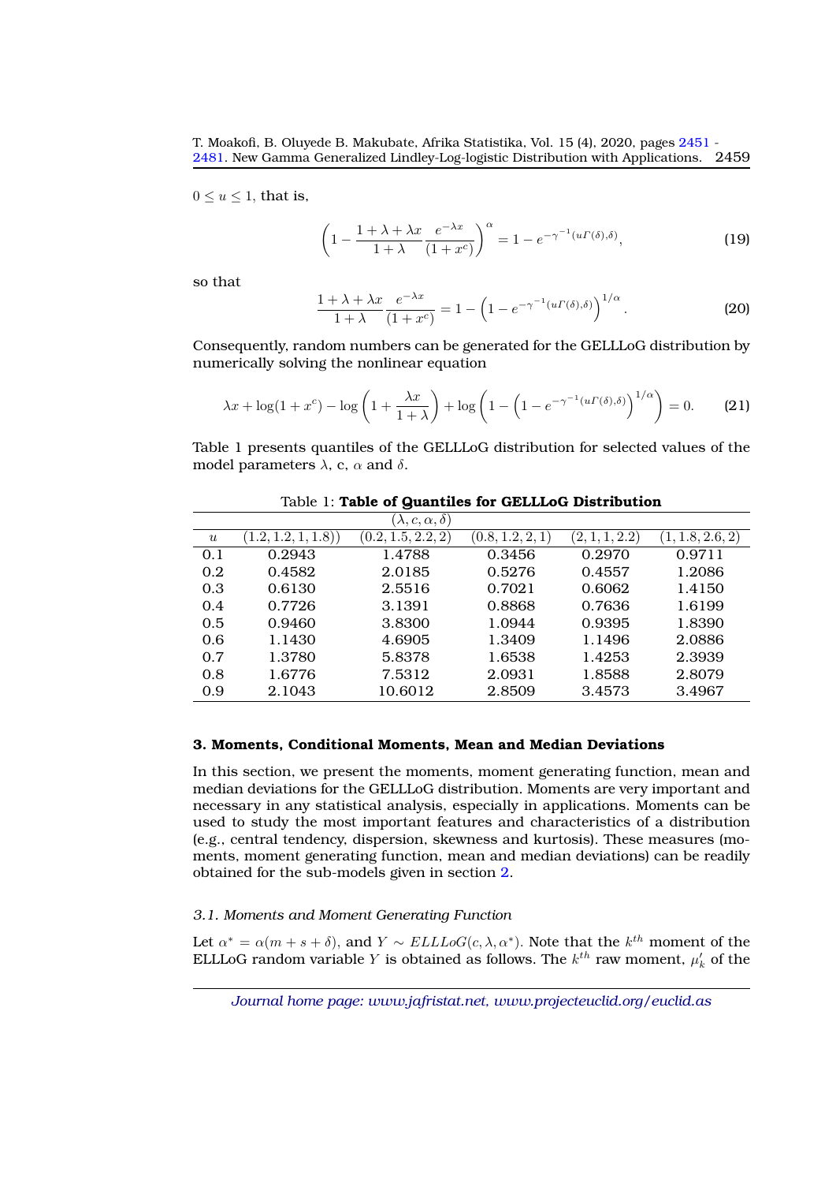$0 \leq u \leq 1$, that is,

$$\left(1 - \frac{1+\lambda+\lambda x}{1+\lambda}\frac{e^{-\lambda x}}{(1+x^c)}\right)^{\alpha} = 1 - e^{-\gamma^{-1}(u\Gamma(\delta),\delta)}, \tag{19}$$

so that

$$\frac{1+\lambda+\lambda x}{1+\lambda}\frac{e^{-\lambda x}}{(1+x^c)} = 1 - \left(1 - e^{-\gamma^{-1}(u\Gamma(\delta),\delta)}\right)^{1/\alpha}. \tag{20}$$

Consequently, random numbers can be generated for the GELLLoG distribution by numerically solving the nonlinear equation

$$\lambda x + \log(1+x^c) - \log\left(1 + \frac{\lambda x}{1+\lambda}\right) + \log\left(1 - \left(1 - e^{-\gamma^{-1}(u\Gamma(\delta),\delta)}\right)^{1/\alpha}\right) = 0. \tag{21}$$

Table 1 presents quantiles of the GELLLoG distribution for selected values of the model parameters $\lambda$, c, $\alpha$ and $\delta$.

Table 1: **Table of Quantiles for GELLLoG Distribution**

| | $(\lambda, c, \alpha, \delta)$ | | | | |
|---|---|---|---|---|---|
| $u$ | $(1.2, 1.2, 1, 1.8))$ | $(0.2, 1.5, 2.2, 2)$ | $(0.8, 1.2, 2, 1)$ | $(2, 1, 1, 2.2)$ | $(1, 1.8, 2.6, 2)$ |
| 0.1 | 0.2943 | 1.4788 | 0.3456 | 0.2970 | 0.9711 |
| 0.2 | 0.4582 | 2.0185 | 0.5276 | 0.4557 | 1.2086 |
| 0.3 | 0.6130 | 2.5516 | 0.7021 | 0.6062 | 1.4150 |
| 0.4 | 0.7726 | 3.1391 | 0.8868 | 0.7636 | 1.6199 |
| 0.5 | 0.9460 | 3.8300 | 1.0944 | 0.9395 | 1.8390 |
| 0.6 | 1.1430 | 4.6905 | 1.3409 | 1.1496 | 2.0886 |
| 0.7 | 1.3780 | 5.8378 | 1.6538 | 1.4253 | 2.3939 |
| 0.8 | 1.6776 | 7.5312 | 2.0931 | 1.8588 | 2.8079 |
| 0.9 | 2.1043 | 10.6012 | 2.8509 | 3.4573 | 3.4967 |

## 3. Moments, Conditional Moments, Mean and Median Deviations

In this section, we present the moments, moment generating function, mean and median deviations for the GELLLoG distribution. Moments are very important and necessary in any statistical analysis, especially in applications. Moments can be used to study the most important features and characteristics of a distribution (e.g., central tendency, dispersion, skewness and kurtosis). These measures (moments, moment generating function, mean and median deviations) can be readily obtained for the sub-models given in section 2.

### *3.1. Moments and Moment Generating Function*

Let $\alpha^* = \alpha(m+s+\delta)$, and $Y \sim ELLLoG(c, \lambda, \alpha^*)$. Note that the $k^{th}$ moment of the ELLLoG random variable $Y$ is obtained as follows. The $k^{th}$ raw moment, $\mu'_k$ of the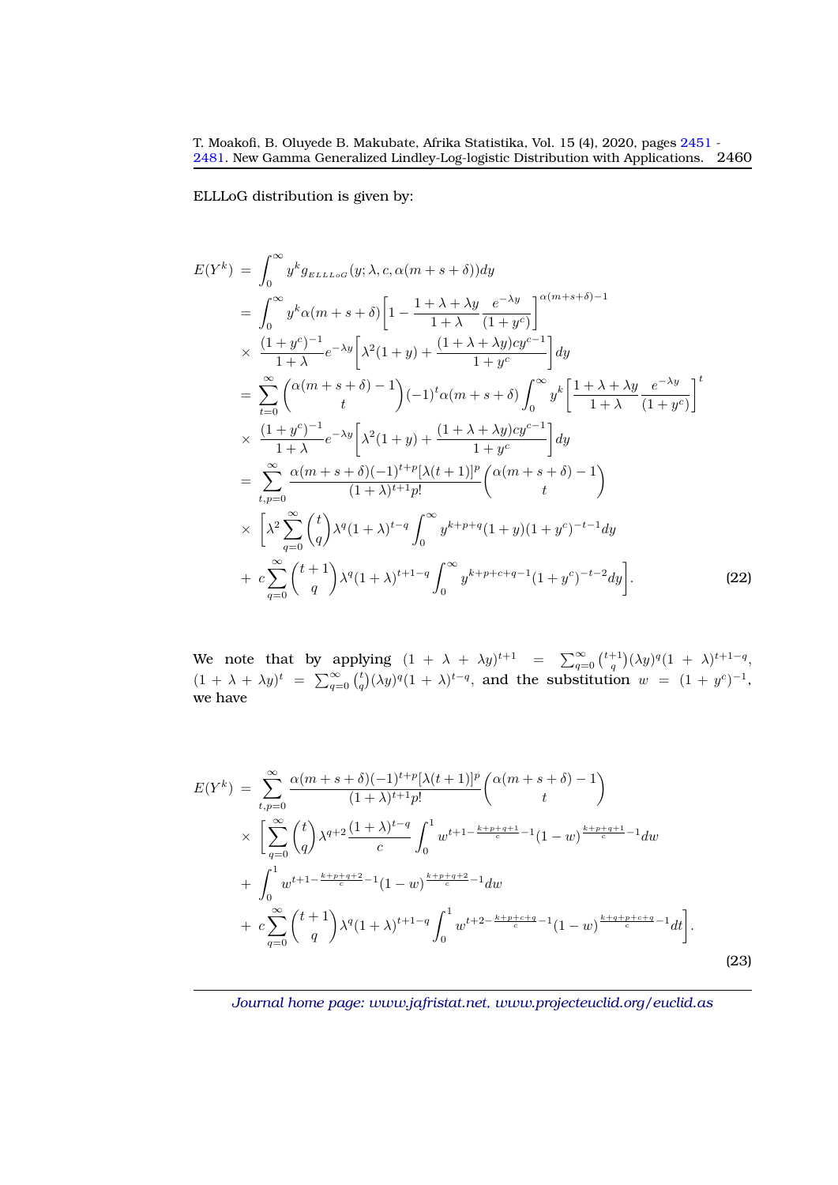ELLLoG distribution is given by:

$$
\begin{aligned}
E(Y^k) &= \int_0^\infty y^k g_{_{ELLLoG}}(y;\lambda,c,\alpha(m+s+\delta))dy\\
&= \int_0^\infty y^k \alpha(m+s+\delta)\left[1-\frac{1+\lambda+\lambda y}{1+\lambda}\frac{e^{-\lambda y}}{(1+y^c)}\right]^{\alpha(m+s+\delta)-1}\\
&\times \frac{(1+y^c)^{-1}}{1+\lambda}e^{-\lambda y}\left[\lambda^2(1+y)+\frac{(1+\lambda+\lambda y)cy^{c-1}}{1+y^c}\right]dy\\
&= \sum_{t=0}^\infty \binom{\alpha(m+s+\delta)-1}{t}(-1)^t\alpha(m+s+\delta)\int_0^\infty y^k\left[\frac{1+\lambda+\lambda y}{1+\lambda}\frac{e^{-\lambda y}}{(1+y^c)}\right]^t\\
&\times \frac{(1+y^c)^{-1}}{1+\lambda}e^{-\lambda y}\left[\lambda^2(1+y)+\frac{(1+\lambda+\lambda y)cy^{c-1}}{1+y^c}\right]dy\\
&= \sum_{t,p=0}^\infty \frac{\alpha(m+s+\delta)(-1)^{t+p}[\lambda(t+1)]^p}{(1+\lambda)^{t+1}p!}\binom{\alpha(m+s+\delta)-1}{t}\\
&\times \Bigg[\lambda^2\sum_{q=0}^\infty\binom{t}{q}\lambda^q(1+\lambda)^{t-q}\int_0^\infty y^{k+p+q}(1+y)(1+y^c)^{-t-1}dy\\
&+ c\sum_{q=0}^\infty\binom{t+1}{q}\lambda^q(1+\lambda)^{t+1-q}\int_0^\infty y^{k+p+c+q-1}(1+y^c)^{-t-2}dy\Bigg]. \qquad (22)
\end{aligned}
$$

We note that by applying $(1+\lambda+\lambda y)^{t+1} = \sum_{q=0}^\infty\binom{t+1}{q}(\lambda y)^q(1+\lambda)^{t+1-q}$, $(1+\lambda+\lambda y)^t = \sum_{q=0}^\infty\binom{t}{q}(\lambda y)^q(1+\lambda)^{t-q}$, and the substitution $w=(1+y^c)^{-1}$, we have

$$
\begin{aligned}
E(Y^k) &= \sum_{t,p=0}^\infty \frac{\alpha(m+s+\delta)(-1)^{t+p}[\lambda(t+1)]^p}{(1+\lambda)^{t+1}p!}\binom{\alpha(m+s+\delta)-1}{t}\\
&\times \Bigg[\sum_{q=0}^\infty\binom{t}{q}\lambda^{q+2}\frac{(1+\lambda)^{t-q}}{c}\int_0^1 w^{t+1-\frac{k+p+q+1}{c}-1}(1-w)^{\frac{k+p+q+1}{c}-1}dw\\
&+ \int_0^1 w^{t+1-\frac{k+p+q+2}{c}-1}(1-w)^{\frac{k+p+q+2}{c}-1}dw\\
&+ c\sum_{q=0}^\infty\binom{t+1}{q}\lambda^q(1+\lambda)^{t+1-q}\int_0^1 w^{t+2-\frac{k+p+c+q}{c}-1}(1-w)^{\frac{k+q+p+c+q}{c}-1}dt\Bigg]. \qquad (23)
\end{aligned}
$$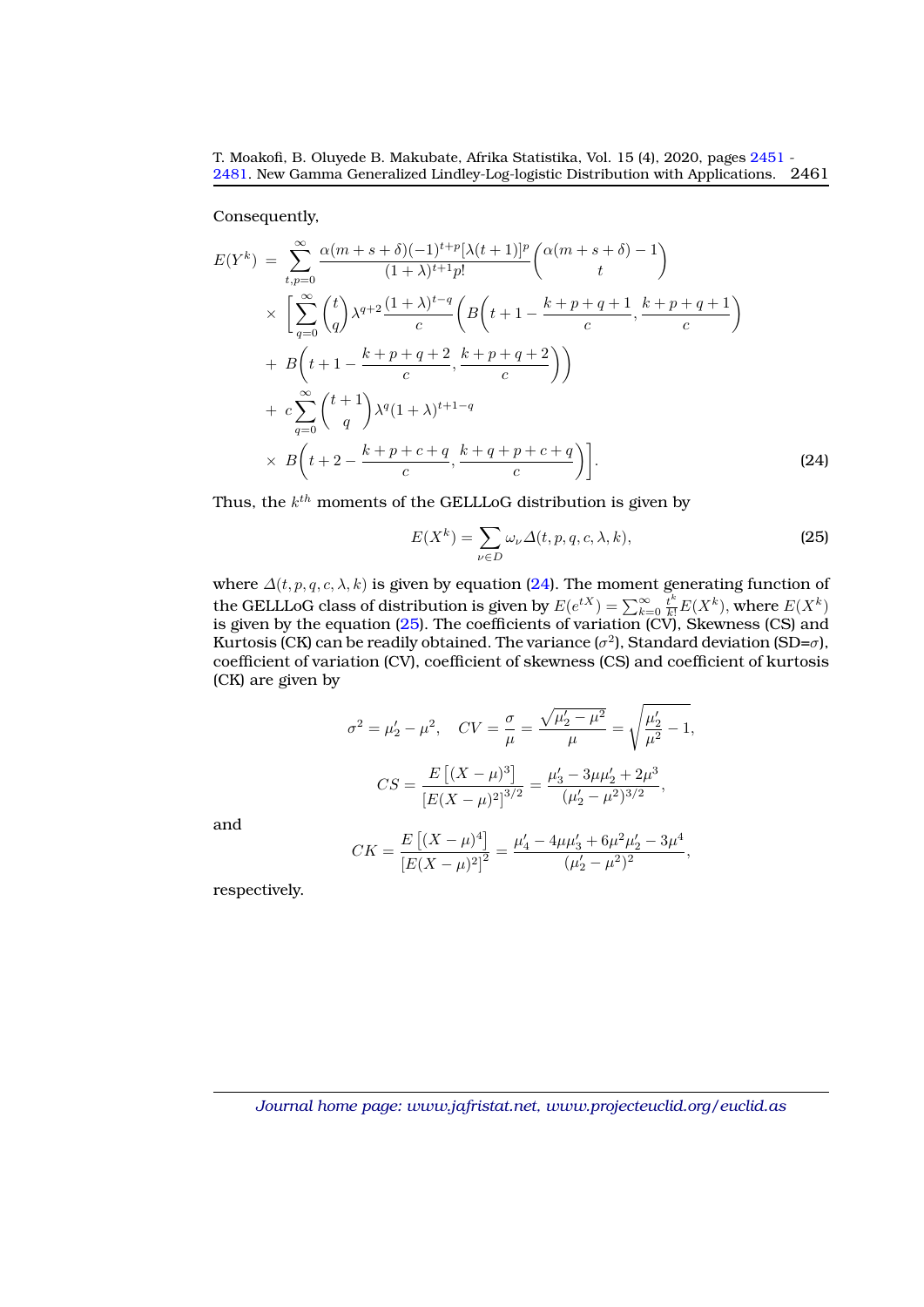Consequently,

$$
\begin{aligned}
E(Y^k) \;=\; & \sum_{t,p=0}^{\infty} \frac{\alpha(m+s+\delta)(-1)^{t+p}[\lambda(t+1)]^p}{(1+\lambda)^{t+1}p!} \binom{\alpha(m+s+\delta)-1}{t} \\
& \times \Bigg[ \sum_{q=0}^{\infty} \binom{t}{q} \lambda^{q+2} \frac{(1+\lambda)^{t-q}}{c} \Bigg( B\bigg(t+1-\frac{k+p+q+1}{c}, \frac{k+p+q+1}{c}\bigg) \\
& + \; B\bigg(t+1-\frac{k+p+q+2}{c}, \frac{k+p+q+2}{c}\bigg)\Bigg) \\
& + \; c\sum_{q=0}^{\infty} \binom{t+1}{q} \lambda^{q}(1+\lambda)^{t+1-q} \\
& \times \; B\bigg(t+2-\frac{k+p+c+q}{c}, \frac{k+q+p+c+q}{c}\bigg)\Bigg]. \qquad (24)
\end{aligned}
$$

Thus, the $k^{th}$ moments of the GELLLoG distribution is given by

$$
E(X^k) = \sum_{\nu \in D} \omega_\nu \Delta(t,p,q,c,\lambda,k), \qquad (25)
$$

where $\Delta(t,p,q,c,\lambda,k)$ is given by equation (24). The moment generating function of the GELLLoG class of distribution is given by $E(e^{tX}) = \sum_{k=0}^{\infty} \frac{t^k}{k!} E(X^k)$, where $E(X^k)$ is given by the equation (25). The coefficients of variation (CV), Skewness (CS) and Kurtosis (CK) can be readily obtained. The variance ($\sigma^2$), Standard deviation (SD=$\sigma$), coefficient of variation (CV), coefficient of skewness (CS) and coefficient of kurtosis (CK) are given by

$$
\sigma^2 = \mu_2' - \mu^2, \quad CV = \frac{\sigma}{\mu} = \frac{\sqrt{\mu_2' - \mu^2}}{\mu} = \sqrt{\frac{\mu_2'}{\mu^2} - 1},
$$

$$
CS = \frac{E\left[(X-\mu)^3\right]}{\left[E(X-\mu)^2\right]^{3/2}} = \frac{\mu_3' - 3\mu\mu_2' + 2\mu^3}{(\mu_2' - \mu^2)^{3/2}},
$$

and

$$
CK = \frac{E\left[(X-\mu)^4\right]}{\left[E(X-\mu)^2\right]^2} = \frac{\mu_4' - 4\mu\mu_3' + 6\mu^2\mu_2' - 3\mu^4}{(\mu_2' - \mu^2)^2},
$$

respectively.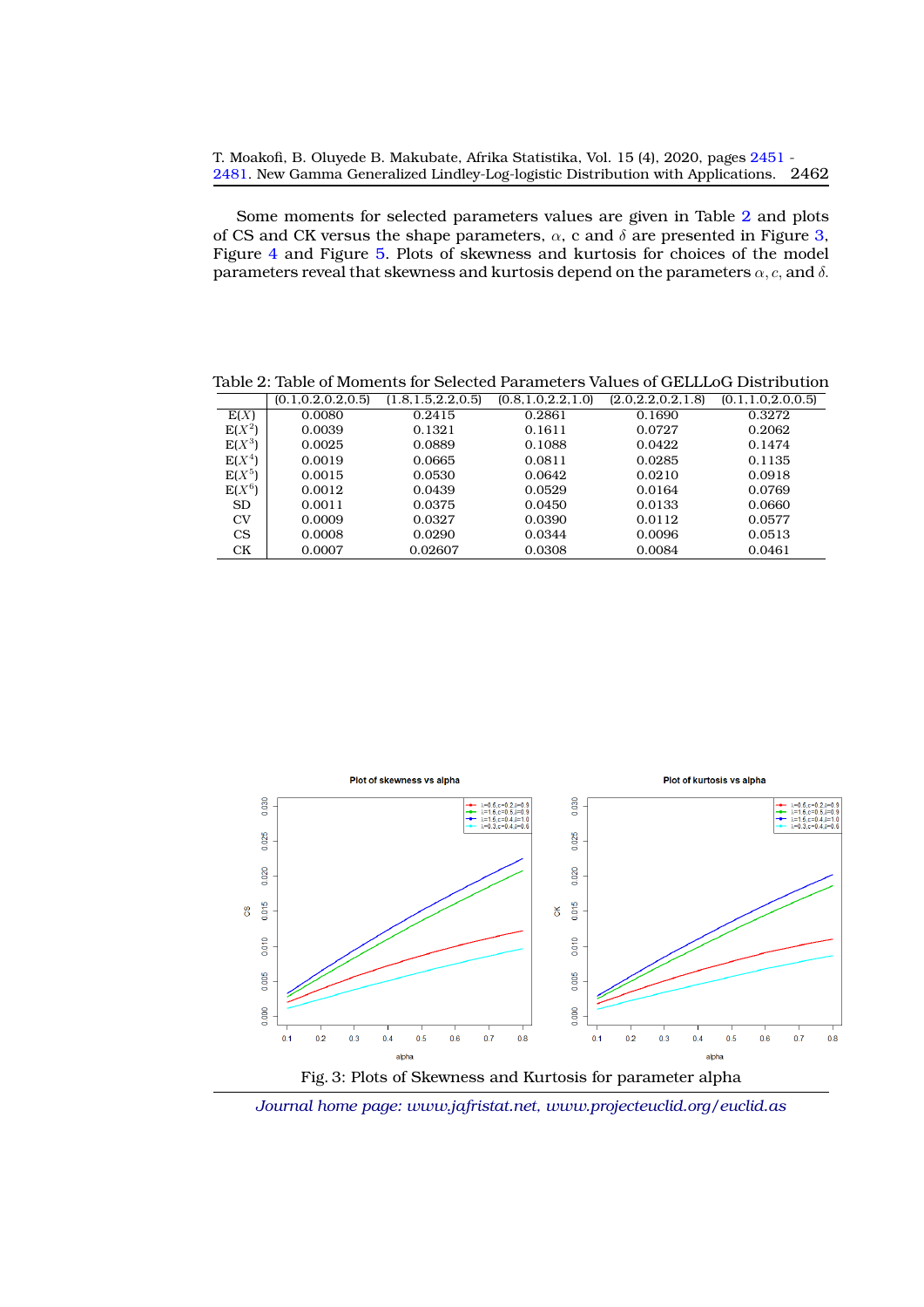Some moments for selected parameters values are given in Table 2 and plots of CS and CK versus the shape parameters, $\alpha$, c and $\delta$ are presented in Figure 3, Figure 4 and Figure 5. Plots of skewness and kurtosis for choices of the model parameters reveal that skewness and kurtosis depend on the parameters $\alpha, c$, and $\delta$.

Table 2: Table of Moments for Selected Parameters Values of GELLLoG Distribution

| | (0.1,0.2,0.2,0.5) | (1.8,1.5,2.2,0.5) | (0.8,1.0,2.2,1.0) | (2.0,2.2,0.2,1.8) | (0.1,1.0,2.0,0.5) |
|---|---|---|---|---|---|
| E($X$) | 0.0080 | 0.2415 | 0.2861 | 0.1690 | 0.3272 |
| E($X^2$) | 0.0039 | 0.1321 | 0.1611 | 0.0727 | 0.2062 |
| E($X^3$) | 0.0025 | 0.0889 | 0.1088 | 0.0422 | 0.1474 |
| E($X^4$) | 0.0019 | 0.0665 | 0.0811 | 0.0285 | 0.1135 |
| E($X^5$) | 0.0015 | 0.0530 | 0.0642 | 0.0210 | 0.0918 |
| E($X^6$) | 0.0012 | 0.0439 | 0.0529 | 0.0164 | 0.0769 |
| SD | 0.0011 | 0.0375 | 0.0450 | 0.0133 | 0.0660 |
| CV | 0.0009 | 0.0327 | 0.0390 | 0.0112 | 0.0577 |
| CS | 0.0008 | 0.0290 | 0.0344 | 0.0096 | 0.0513 |
| CK | 0.0007 | 0.02607 | 0.0308 | 0.0084 | 0.0461 |

Fig. 3: Plots of Skewness and Kurtosis for parameter alpha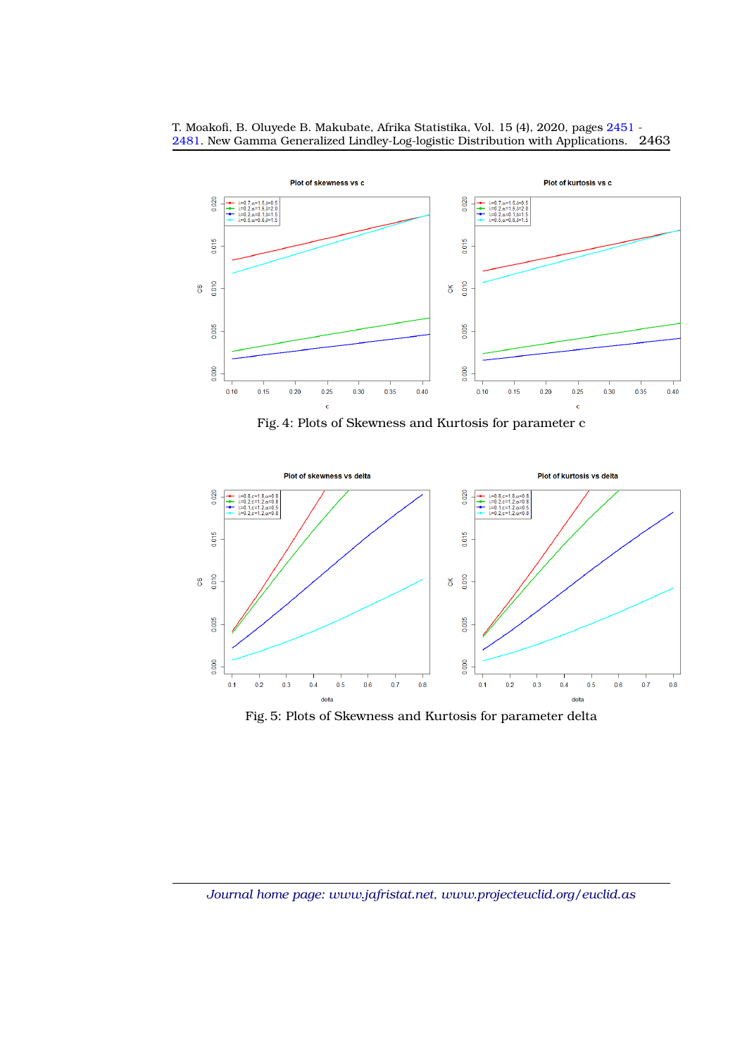Fig. 4: Plots of Skewness and Kurtosis for parameter c

Fig. 5: Plots of Skewness and Kurtosis for parameter delta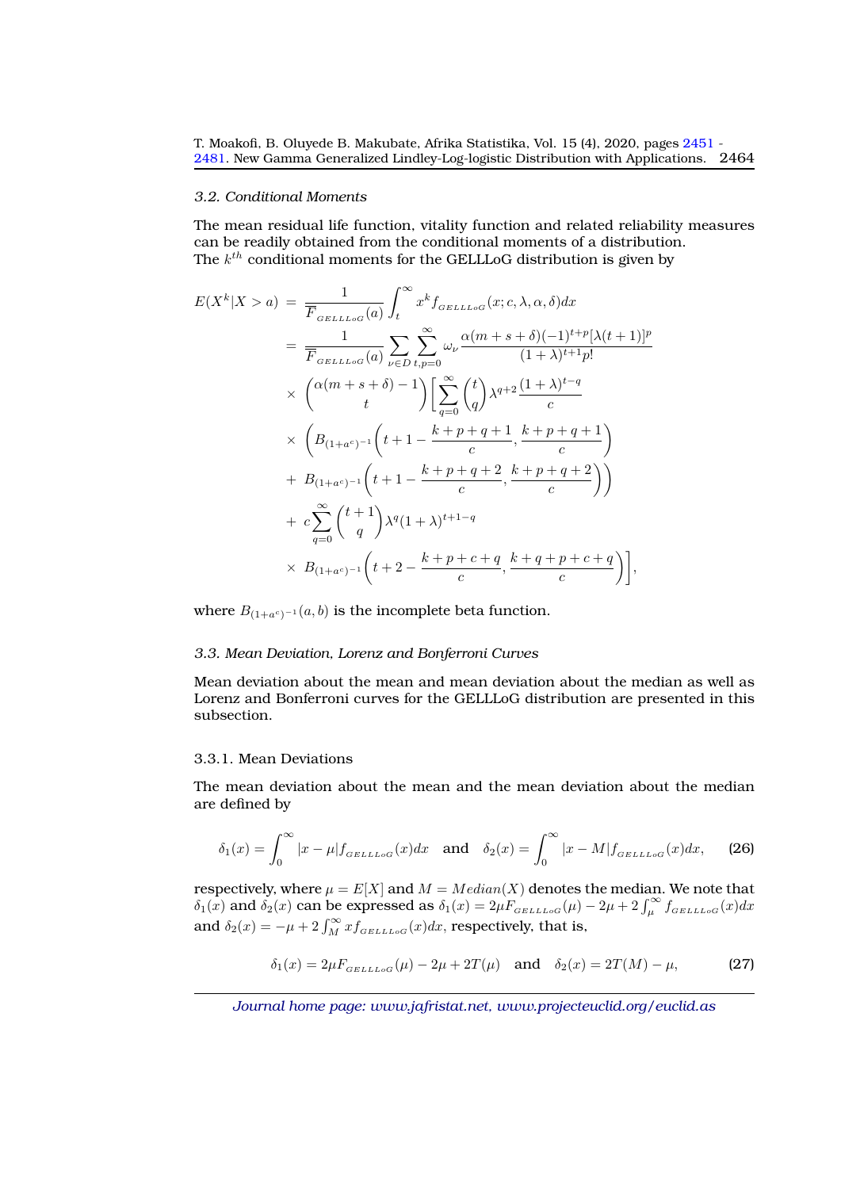### 3.2. Conditional Moments

The mean residual life function, vitality function and related reliability measures can be readily obtained from the conditional moments of a distribution.
The $k^{th}$ conditional moments for the GELLLoG distribution is given by

$$
\begin{aligned}
E(X^k|X>a) &= \frac{1}{\overline{F}_{GELLLoG}(a)}\int_t^\infty x^k f_{GELLLoG}(x;c,\lambda,\alpha,\delta)dx \\
&= \frac{1}{\overline{F}_{GELLLoG}(a)}\sum_{\nu\in D}\sum_{t,p=0}^{\infty}\omega_\nu \frac{\alpha(m+s+\delta)(-1)^{t+p}[\lambda(t+1)]^p}{(1+\lambda)^{t+1}p!} \\
&\times \binom{\alpha(m+s+\delta)-1}{t}\Bigg[\sum_{q=0}^{\infty}\binom{t}{q}\lambda^{q+2}\frac{(1+\lambda)^{t-q}}{c} \\
&\times \left(B_{(1+a^c)^{-1}}\left(t+1-\frac{k+p+q+1}{c},\frac{k+p+q+1}{c}\right)\right. \\
&+ \left.B_{(1+a^c)^{-1}}\left(t+1-\frac{k+p+q+2}{c},\frac{k+p+q+2}{c}\right)\right) \\
&+ c\sum_{q=0}^{\infty}\binom{t+1}{q}\lambda^q(1+\lambda)^{t+1-q} \\
&\times B_{(1+a^c)^{-1}}\left(t+2-\frac{k+p+c+q}{c},\frac{k+q+p+c+q}{c}\right)\Bigg],
\end{aligned}
$$

where $B_{(1+a^c)^{-1}}(a,b)$ is the incomplete beta function.

### 3.3. Mean Deviation, Lorenz and Bonferroni Curves

Mean deviation about the mean and mean deviation about the median as well as Lorenz and Bonferroni curves for the GELLLoG distribution are presented in this subsection.

#### 3.3.1. Mean Deviations

The mean deviation about the mean and the mean deviation about the median are defined by

$$
\delta_1(x)=\int_0^\infty |x-\mu| f_{GELLLoG}(x)dx \quad \text{and} \quad \delta_2(x)=\int_0^\infty |x-M| f_{GELLLoG}(x)dx, \tag{26}
$$

respectively, where $\mu=E[X]$ and $M=Median(X)$ denotes the median. We note that $\delta_1(x)$ and $\delta_2(x)$ can be expressed as $\delta_1(x)=2\mu F_{GELLLoG}(\mu)-2\mu+2\int_\mu^\infty f_{GELLLoG}(x)dx$ and $\delta_2(x)=-\mu+2\int_M^\infty x f_{GELLLoG}(x)dx$, respectively, that is,

$$
\delta_1(x)=2\mu F_{GELLLoG}(\mu)-2\mu+2T(\mu) \quad \text{and} \quad \delta_2(x)=2T(M)-\mu, \tag{27}
$$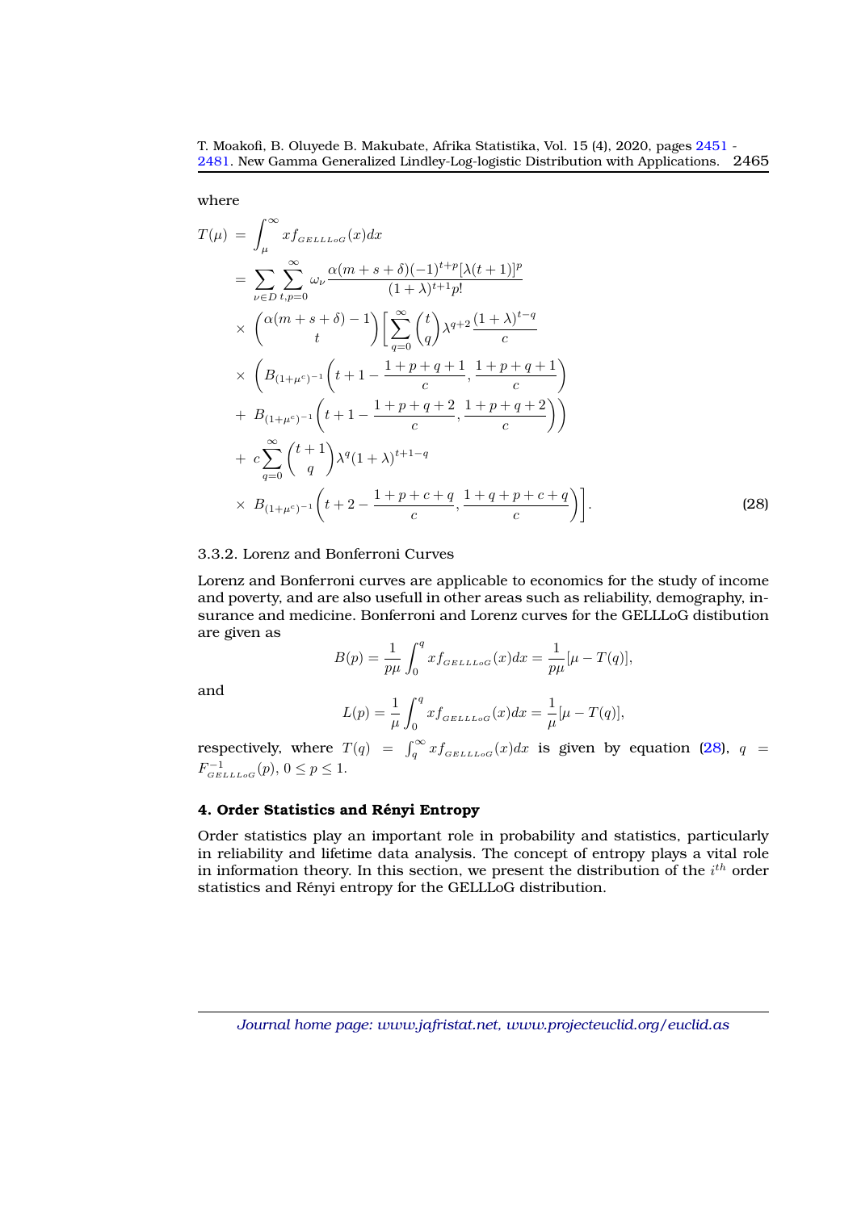where

$$
\begin{aligned}
T(\mu) &= \int_{\mu}^{\infty} x f_{GELLLoG}(x) dx \\
&= \sum_{\nu \in D} \sum_{t,p=0}^{\infty} \omega_{\nu} \frac{\alpha(m+s+\delta)(-1)^{t+p}[\lambda(t+1)]^p}{(1+\lambda)^{t+1} p!} \\
&\times \binom{\alpha(m+s+\delta)-1}{t} \Bigg[ \sum_{q=0}^{\infty} \binom{t}{q} \lambda^{q+2} \frac{(1+\lambda)^{t-q}}{c} \\
&\times \left( B_{(1+\mu^c)^{-1}}\left(t+1-\frac{1+p+q+1}{c}, \frac{1+p+q+1}{c}\right) \right. \\
&+ \left. B_{(1+\mu^c)^{-1}}\left(t+1-\frac{1+p+q+2}{c}, \frac{1+p+q+2}{c}\right) \right) \\
&+ c \sum_{q=0}^{\infty} \binom{t+1}{q} \lambda^q (1+\lambda)^{t+1-q} \\
&\times B_{(1+\mu^c)^{-1}}\left(t+2-\frac{1+p+c+q}{c}, \frac{1+q+p+c+q}{c}\right) \Bigg].
\end{aligned} \tag{28}
$$

### 3.3.2. Lorenz and Bonferroni Curves

Lorenz and Bonferroni curves are applicable to economics for the study of income and poverty, and are also usefull in other areas such as reliability, demography, insurance and medicine. Bonferroni and Lorenz curves for the GELLLoG distibution are given as

$$
B(p) = \frac{1}{p\mu} \int_{0}^{q} x f_{GELLLoG}(x) dx = \frac{1}{p\mu}[\mu - T(q)],
$$

and

$$
L(p) = \frac{1}{\mu} \int_{0}^{q} x f_{GELLLoG}(x) dx = \frac{1}{\mu}[\mu - T(q)],
$$

respectively, where $T(q) = \int_{q}^{\infty} x f_{GELLLoG}(x) dx$ is given by equation (28), $q = F^{-1}_{GELLLoG}(p)$, $0 \leq p \leq 1$.

## 4. Order Statistics and Rényi Entropy

Order statistics play an important role in probability and statistics, particularly in reliability and lifetime data analysis. The concept of entropy plays a vital role in information theory. In this section, we present the distribution of the $i^{th}$ order statistics and Rényi entropy for the GELLLoG distribution.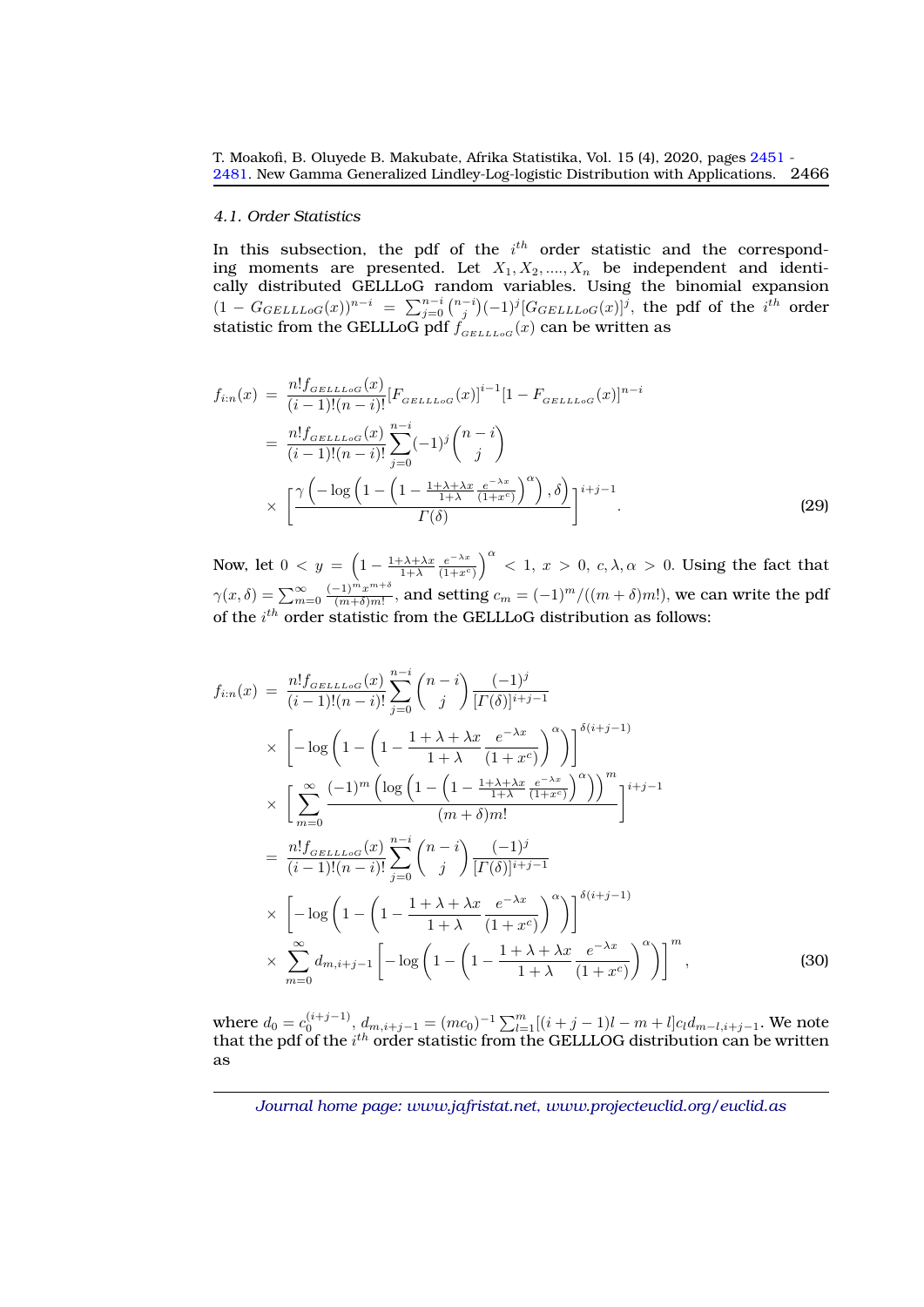### 4.1. Order Statistics

In this subsection, the pdf of the $i^{th}$ order statistic and the corresponding moments are presented. Let $X_1, X_2, ...., X_n$ be independent and identically distributed GELLLoG random variables. Using the binomial expansion $(1 - G_{GELLLoG}(x))^{n-i} = \sum_{j=0}^{n-i} \binom{n-i}{j} (-1)^j [G_{GELLLoG}(x)]^j$, the pdf of the $i^{th}$ order statistic from the GELLLoG pdf $f_{_{GELLLoG}}(x)$ can be written as

$$
\begin{aligned}
f_{i:n}(x) &= \frac{n! f_{_{GELLLoG}}(x)}{(i-1)!(n-i)!} [F_{_{GELLLoG}}(x)]^{i-1} [1 - F_{_{GELLLoG}}(x)]^{n-i} \\
&= \frac{n! f_{_{GELLLoG}}(x)}{(i-1)!(n-i)!} \sum_{j=0}^{n-i} (-1)^j \binom{n-i}{j} \\
&\times \left[ \frac{\gamma\left(-\log\left(1 - \left(1 - \frac{1+\lambda+\lambda x}{1+\lambda} \frac{e^{-\lambda x}}{(1+x^c)}\right)^{\alpha}\right), \delta\right)}{\Gamma(\delta)} \right]^{i+j-1}. \qquad (29)
\end{aligned}
$$

Now, let $0 < y = \left(1 - \frac{1+\lambda+\lambda x}{1+\lambda} \frac{e^{-\lambda x}}{(1+x^c)}\right)^{\alpha} < 1,\ x > 0,\ c, \lambda, \alpha > 0$. Using the fact that $\gamma(x, \delta) = \sum_{m=0}^{\infty} \frac{(-1)^m x^{m+\delta}}{(m+\delta)m!}$, and setting $c_m = (-1)^m/((m+\delta)m!)$, we can write the pdf of the $i^{th}$ order statistic from the GELLLoG distribution as follows:

$$
\begin{aligned}
f_{i:n}(x) &= \frac{n! f_{_{GELLLoG}}(x)}{(i-1)!(n-i)!} \sum_{j=0}^{n-i} \binom{n-i}{j} \frac{(-1)^j}{[\Gamma(\delta)]^{i+j-1}} \\
&\times \left[ -\log\left(1 - \left(1 - \frac{1+\lambda+\lambda x}{1+\lambda} \frac{e^{-\lambda x}}{(1+x^c)}\right)^{\alpha}\right) \right]^{\delta(i+j-1)} \\
&\times \left[ \sum_{m=0}^{\infty} \frac{(-1)^m \left(\log\left(1 - \left(1 - \frac{1+\lambda+\lambda x}{1+\lambda} \frac{e^{-\lambda x}}{(1+x^c)}\right)^{\alpha}\right)\right)^m}{(m+\delta)m!} \right]^{i+j-1} \\
&= \frac{n! f_{_{GELLLoG}}(x)}{(i-1)!(n-i)!} \sum_{j=0}^{n-i} \binom{n-i}{j} \frac{(-1)^j}{[\Gamma(\delta)]^{i+j-1}} \\
&\times \left[ -\log\left(1 - \left(1 - \frac{1+\lambda+\lambda x}{1+\lambda} \frac{e^{-\lambda x}}{(1+x^c)}\right)^{\alpha}\right) \right]^{\delta(i+j-1)} \\
&\times \sum_{m=0}^{\infty} d_{m,i+j-1} \left[ -\log\left(1 - \left(1 - \frac{1+\lambda+\lambda x}{1+\lambda} \frac{e^{-\lambda x}}{(1+x^c)}\right)^{\alpha}\right) \right]^m, \qquad (30)
\end{aligned}
$$

where $d_0 = c_0^{(i+j-1)}$, $d_{m,i+j-1} = (mc_0)^{-1} \sum_{l=1}^{m} [(i+j-1)l - m + l] c_l d_{m-l,i+j-1}$. We note that the pdf of the $i^{th}$ order statistic from the GELLLOG distribution can be written as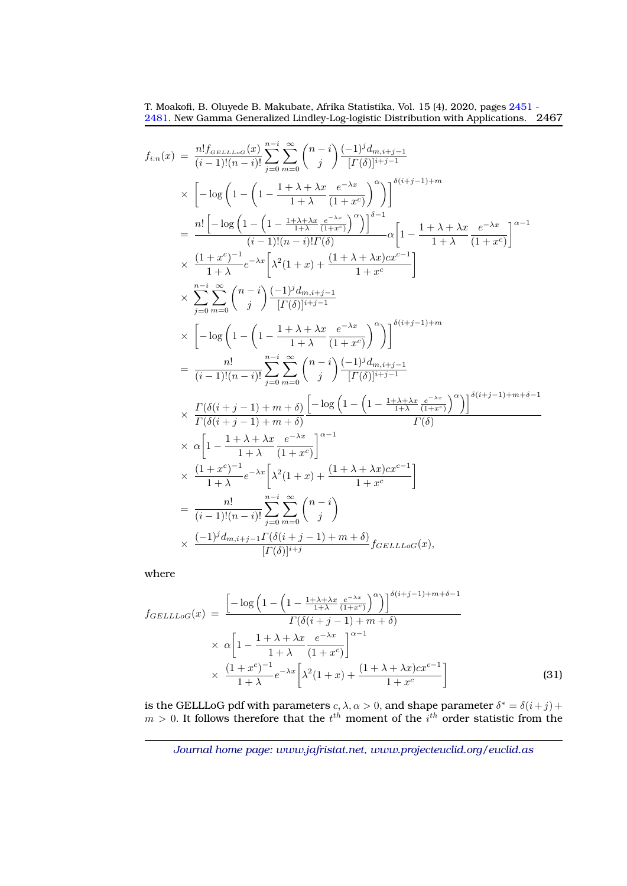$$
\begin{aligned}
f_{i:n}(x) &= \frac{n! f_{GELLLoG}(x)}{(i-1)!(n-i)!} \sum_{j=0}^{n-i} \sum_{m=0}^{\infty} \binom{n-i}{j} \frac{(-1)^j d_{m,i+j-1}}{[\Gamma(\delta)]^{i+j-1}} \\
&\times \left[ -\log \left( 1 - \left( 1 - \frac{1+\lambda+\lambda x}{1+\lambda} \frac{e^{-\lambda x}}{(1+x^c)} \right)^{\alpha} \right) \right]^{\delta(i+j-1)+m} \\
&= \frac{n! \left[ -\log \left( 1 - \left( 1 - \frac{1+\lambda+\lambda x}{1+\lambda} \frac{e^{-\lambda x}}{(1+x^c)} \right)^{\alpha} \right) \right]^{\delta-1}}{(i-1)!(n-i)!\Gamma(\delta)} \alpha \left[ 1 - \frac{1+\lambda+\lambda x}{1+\lambda} \frac{e^{-\lambda x}}{(1+x^c)} \right]^{\alpha-1} \\
&\times \frac{(1+x^c)^{-1}}{1+\lambda} e^{-\lambda x} \left[ \lambda^2(1+x) + \frac{(1+\lambda+\lambda x)cx^{c-1}}{1+x^c} \right] \\
&\times \sum_{j=0}^{n-i} \sum_{m=0}^{\infty} \binom{n-i}{j} \frac{(-1)^j d_{m,i+j-1}}{[\Gamma(\delta)]^{i+j-1}} \\
&\times \left[ -\log \left( 1 - \left( 1 - \frac{1+\lambda+\lambda x}{1+\lambda} \frac{e^{-\lambda x}}{(1+x^c)} \right)^{\alpha} \right) \right]^{\delta(i+j-1)+m} \\
&= \frac{n!}{(i-1)!(n-i)!} \sum_{j=0}^{n-i} \sum_{m=0}^{\infty} \binom{n-i}{j} \frac{(-1)^j d_{m,i+j-1}}{[\Gamma(\delta)]^{i+j-1}} \\
&\times \frac{\Gamma(\delta(i+j-1)+m+\delta)}{\Gamma(\delta(i+j-1)+m+\delta)} \frac{\left[ -\log \left( 1 - \left( 1 - \frac{1+\lambda+\lambda x}{1+\lambda} \frac{e^{-\lambda x}}{(1+x^c)} \right)^{\alpha} \right) \right]^{\delta(i+j-1)+m+\delta-1}}{\Gamma(\delta)} \\
&\times \alpha \left[ 1 - \frac{1+\lambda+\lambda x}{1+\lambda} \frac{e^{-\lambda x}}{(1+x^c)} \right]^{\alpha-1} \\
&\times \frac{(1+x^c)^{-1}}{1+\lambda} e^{-\lambda x} \left[ \lambda^2(1+x) + \frac{(1+\lambda+\lambda x)cx^{c-1}}{1+x^c} \right] \\
&= \frac{n!}{(i-1)!(n-i)!} \sum_{j=0}^{n-i} \sum_{m=0}^{\infty} \binom{n-i}{j} \\
&\times \frac{(-1)^j d_{m,i+j-1} \Gamma(\delta(i+j-1)+m+\delta)}{[\Gamma(\delta)]^{i+j}} f_{GELLLoG}(x),
\end{aligned}
$$

where

$$
\begin{aligned}
f_{GELLLoG}(x) &= \frac{\left[ -\log \left( 1 - \left( 1 - \frac{1+\lambda+\lambda x}{1+\lambda} \frac{e^{-\lambda x}}{(1+x^c)} \right)^{\alpha} \right) \right]^{\delta(i+j-1)+m+\delta-1}}{\Gamma(\delta(i+j-1)+m+\delta)} \\
&\times \alpha \left[ 1 - \frac{1+\lambda+\lambda x}{1+\lambda} \frac{e^{-\lambda x}}{(1+x^c)} \right]^{\alpha-1} \\
&\times \frac{(1+x^c)^{-1}}{1+\lambda} e^{-\lambda x} \left[ \lambda^2(1+x) + \frac{(1+\lambda+\lambda x)cx^{c-1}}{1+x^c} \right] \qquad (31)
\end{aligned}
$$

is the GELLLoG pdf with parameters $c, \lambda, \alpha > 0$, and shape parameter $\delta^* = \delta(i+j) + m > 0$. It follows therefore that the $t^{th}$ moment of the $i^{th}$ order statistic from the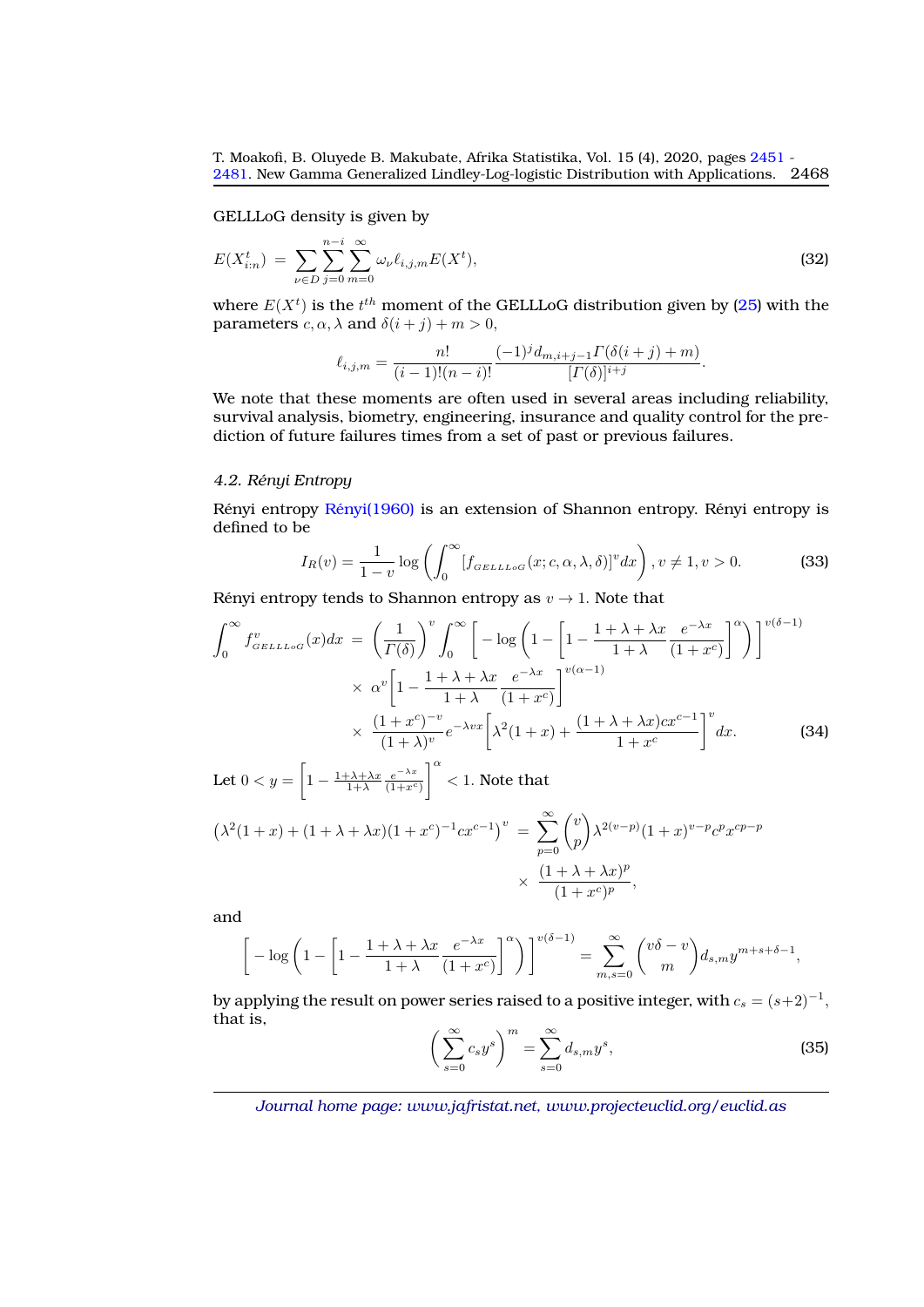GELLLoG density is given by

$$E(X_{i:n}^t) = \sum_{\nu \in D} \sum_{j=0}^{n-i} \sum_{m=0}^{\infty} \omega_\nu \ell_{i,j,m} E(X^t), \tag{32}$$

where $E(X^t)$ is the $t^{th}$ moment of the GELLLoG distribution given by (25) with the parameters $c, \alpha, \lambda$ and $\delta(i+j)+m>0$,

$$\ell_{i,j,m} = \frac{n!}{(i-1)!(n-i)!} \frac{(-1)^j d_{m,i+j-1} \Gamma(\delta(i+j)+m)}{[\Gamma(\delta)]^{i+j}}.$$

We note that these moments are often used in several areas including reliability, survival analysis, biometry, engineering, insurance and quality control for the prediction of future failures times from a set of past or previous failures.

### 4.2. Rényi Entropy

Rényi entropy Rényi(1960) is an extension of Shannon entropy. Rényi entropy is defined to be

$$I_R(v) = \frac{1}{1-v} \log \left( \int_0^\infty [f_{GELLLoG}(x; c, \alpha, \lambda, \delta)]^v dx \right), v \neq 1, v > 0. \tag{33}$$

Rényi entropy tends to Shannon entropy as $v \to 1$. Note that

$$\begin{aligned}
\int_0^\infty f_{GELLLoG}^v(x) dx &= \left(\frac{1}{\Gamma(\delta)}\right)^v \int_0^\infty \left[ -\log\left(1 - \left[1 - \frac{1+\lambda+\lambda x}{1+\lambda} \frac{e^{-\lambda x}}{(1+x^c)}\right]^\alpha\right) \right]^{v(\delta-1)} \\
&\times \alpha^v \left[1 - \frac{1+\lambda+\lambda x}{1+\lambda} \frac{e^{-\lambda x}}{(1+x^c)}\right]^{v(\alpha-1)} \\
&\times \frac{(1+x^c)^{-v}}{(1+\lambda)^v} e^{-\lambda v x} \left[\lambda^2(1+x) + \frac{(1+\lambda+\lambda x) c x^{c-1}}{1+x^c}\right]^v dx.
\end{aligned} \tag{34}$$

Let $0 < y = \left[1 - \frac{1+\lambda+\lambda x}{1+\lambda} \frac{e^{-\lambda x}}{(1+x^c)}\right]^\alpha < 1$. Note that

$$\begin{aligned}
\left(\lambda^2(1+x) + (1+\lambda+\lambda x)(1+x^c)^{-1} c x^{c-1}\right)^v &= \sum_{p=0}^{\infty} \binom{v}{p} \lambda^{2(v-p)} (1+x)^{v-p} c^p x^{cp-p} \\
&\times \frac{(1+\lambda+\lambda x)^p}{(1+x^c)^p},
\end{aligned}$$

and

$$\left[ -\log\left(1 - \left[1 - \frac{1+\lambda+\lambda x}{1+\lambda} \frac{e^{-\lambda x}}{(1+x^c)}\right]^\alpha\right) \right]^{v(\delta-1)} = \sum_{m,s=0}^{\infty} \binom{v\delta - v}{m} d_{s,m} y^{m+s+\delta-1},$$

by applying the result on power series raised to a positive integer, with $c_s = (s+2)^{-1}$, that is,

$$\left( \sum_{s=0}^{\infty} c_s y^s \right)^m = \sum_{s=0}^{\infty} d_{s,m} y^s, \tag{35}$$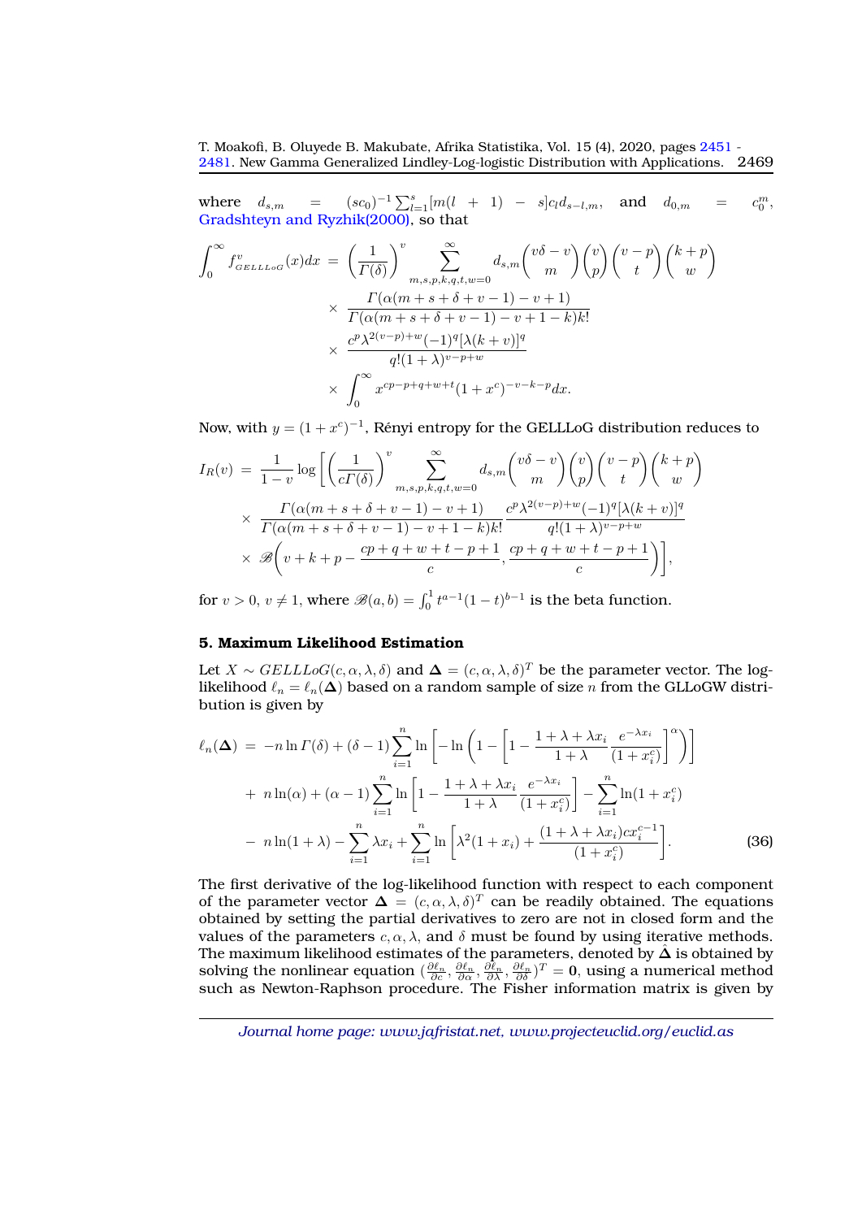where $d_{s,m} = (sc_0)^{-1}\sum_{l=1}^{s}[m(l+1)-s]c_l d_{s-l,m}$, and $d_{0,m} = c_0^m$, Gradshteyn and Ryzhik(2000), so that

$$
\begin{aligned}
\int_0^\infty f^v_{GELLLoG}(x)dx &= \left(\frac{1}{\Gamma(\delta)}\right)^v \sum_{m,s,p,k,q,t,w=0}^{\infty} d_{s,m}\binom{v\delta - v}{m}\binom{v}{p}\binom{v-p}{t}\binom{k+p}{w} \\
&\times \frac{\Gamma(\alpha(m+s+\delta+v-1)-v+1)}{\Gamma(\alpha(m+s+\delta+v-1)-v+1-k)k!} \\
&\times \frac{c^p\lambda^{2(v-p)+w}(-1)^q[\lambda(k+v)]^q}{q!(1+\lambda)^{v-p+w}} \\
&\times \int_0^\infty x^{cp-p+q+w+t}(1+x^c)^{-v-k-p}dx.
\end{aligned}
$$

Now, with $y=(1+x^c)^{-1}$, Rényi entropy for the GELLLoG distribution reduces to

$$
\begin{aligned}
I_R(v) &= \frac{1}{1-v}\log\left[\left(\frac{1}{c\Gamma(\delta)}\right)^v \sum_{m,s,p,k,q,t,w=0}^{\infty} d_{s,m}\binom{v\delta - v}{m}\binom{v}{p}\binom{v-p}{t}\binom{k+p}{w}\right. \\
&\times \frac{\Gamma(\alpha(m+s+\delta+v-1)-v+1)}{\Gamma(\alpha(m+s+\delta+v-1)-v+1-k)k!}\frac{c^p\lambda^{2(v-p)+w}(-1)^q[\lambda(k+v)]^q}{q!(1+\lambda)^{v-p+w}} \\
&\times \left.\mathscr{B}\left(v+k+p-\frac{cp+q+w+t-p+1}{c}, \frac{cp+q+w+t-p+1}{c}\right)\right],
\end{aligned}
$$

for $v>0$, $v\neq 1$, where $\mathscr{B}(a,b)=\int_0^1 t^{a-1}(1-t)^{b-1}$ is the beta function.

### 5. Maximum Likelihood Estimation

Let $X \sim GELLLoG(c,\alpha,\lambda,\delta)$ and $\boldsymbol{\Delta}=(c,\alpha,\lambda,\delta)^T$ be the parameter vector. The log-likelihood $\ell_n=\ell_n(\boldsymbol{\Delta})$ based on a random sample of size $n$ from the GLLoGW distribution is given by

$$
\begin{aligned}
\ell_n(\boldsymbol{\Delta}) &= -n\ln\Gamma(\delta)+(\delta-1)\sum_{i=1}^{n}\ln\left[-\ln\left(1-\left[1-\frac{1+\lambda+\lambda x_i}{1+\lambda}\frac{e^{-\lambda x_i}}{(1+x_i^c)}\right]^\alpha\right)\right] \\
&+ n\ln(\alpha)+(\alpha-1)\sum_{i=1}^{n}\ln\left[1-\frac{1+\lambda+\lambda x_i}{1+\lambda}\frac{e^{-\lambda x_i}}{(1+x_i^c)}\right]-\sum_{i=1}^{n}\ln(1+x_i^c) \\
&- n\ln(1+\lambda)-\sum_{i=1}^{n}\lambda x_i+\sum_{i=1}^{n}\ln\left[\lambda^2(1+x_i)+\frac{(1+\lambda+\lambda x_i)cx_i^{c-1}}{(1+x_i^c)}\right]. \qquad (36)
\end{aligned}
$$

The first derivative of the log-likelihood function with respect to each component of the parameter vector $\boldsymbol{\Delta}=(c,\alpha,\lambda,\delta)^T$ can be readily obtained. The equations obtained by setting the partial derivatives to zero are not in closed form and the values of the parameters $c,\alpha,\lambda$, and $\delta$ must be found by using iterative methods. The maximum likelihood estimates of the parameters, denoted by $\hat{\boldsymbol{\Delta}}$ is obtained by solving the nonlinear equation $(\frac{\partial\ell_n}{\partial c},\frac{\partial\ell_n}{\partial\alpha},\frac{\partial\ell_n}{\partial\lambda},\frac{\partial\ell_n}{\partial\delta})^T=\mathbf{0}$, using a numerical method such as Newton-Raphson procedure. The Fisher information matrix is given by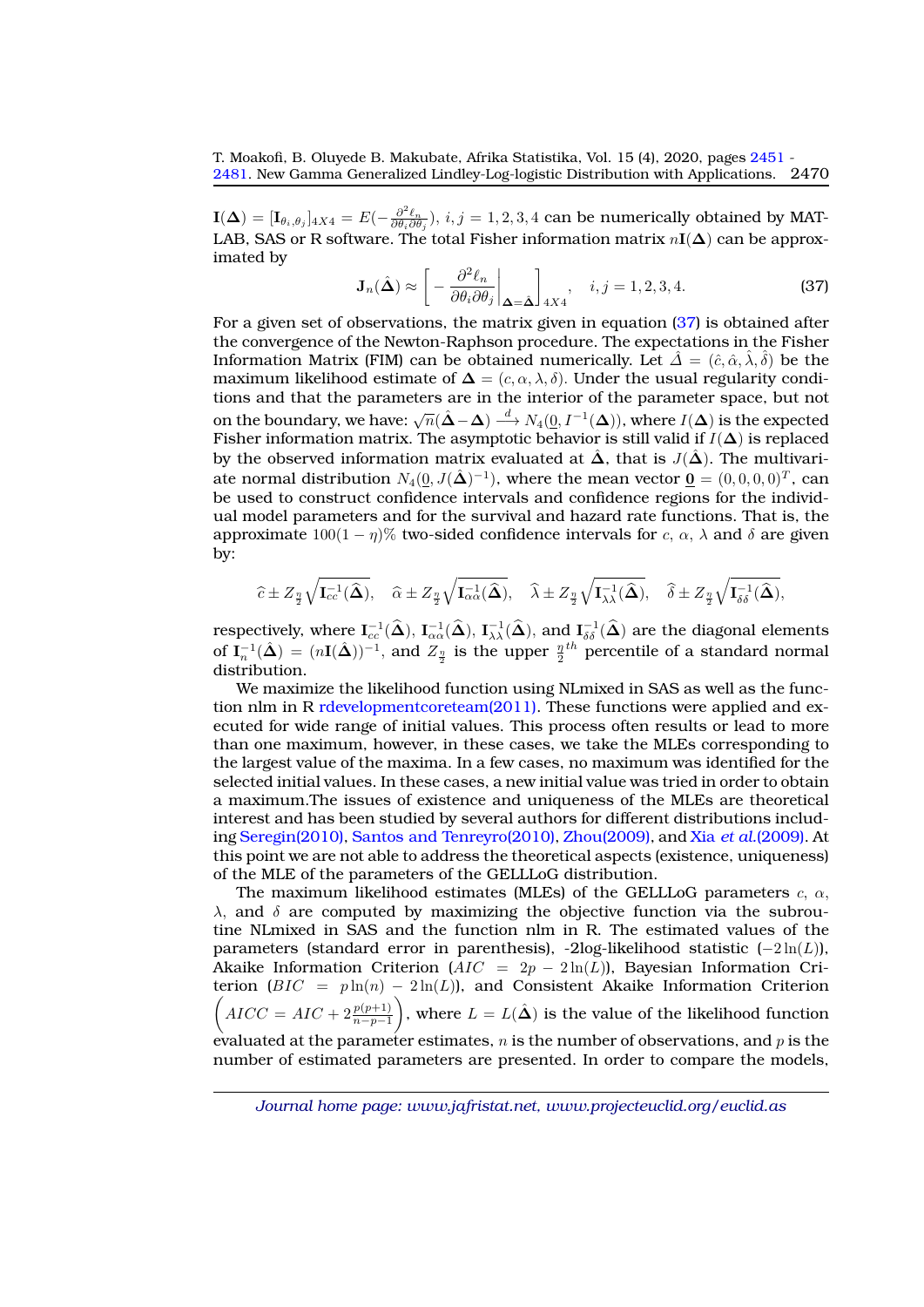$\mathbf{I}(\mathbf{\Delta}) = [\mathbf{I}_{\theta_i,\theta_j}]_{4X4} = E(-\frac{\partial^2 \ell_n}{\partial\theta_i \partial\theta_j})$, $i,j = 1,2,3,4$ can be numerically obtained by MATLAB, SAS or R software. The total Fisher information matrix $n\mathbf{I}(\mathbf{\Delta})$ can be approximated by

$$\mathbf{J}_n(\hat{\mathbf{\Delta}}) \approx \left[ -\frac{\partial^2 \ell_n}{\partial\theta_i \partial\theta_j}\bigg|_{\mathbf{\Delta}=\hat{\mathbf{\Delta}}} \right]_{4X4}, \quad i,j = 1,2,3,4. \tag{37}$$

For a given set of observations, the matrix given in equation (37) is obtained after the convergence of the Newton-Raphson procedure. The expectations in the Fisher Information Matrix (FIM) can be obtained numerically. Let $\hat{\Delta} = (\hat{c}, \hat{\alpha}, \hat{\lambda}, \hat{\delta})$ be the maximum likelihood estimate of $\mathbf{\Delta} = (c, \alpha, \lambda, \delta)$. Under the usual regularity conditions and that the parameters are in the interior of the parameter space, but not on the boundary, we have: $\sqrt{n}(\hat{\mathbf{\Delta}} - \mathbf{\Delta}) \xrightarrow{d} N_4(\underline{0}, I^{-1}(\mathbf{\Delta}))$, where $I(\mathbf{\Delta})$ is the expected Fisher information matrix. The asymptotic behavior is still valid if $I(\mathbf{\Delta})$ is replaced by the observed information matrix evaluated at $\hat{\mathbf{\Delta}}$, that is $J(\hat{\mathbf{\Delta}})$. The multivariate normal distribution $N_4(\underline{0}, J(\hat{\mathbf{\Delta}})^{-1})$, where the mean vector $\underline{\mathbf{0}} = (0,0,0,0)^T$, can be used to construct confidence intervals and confidence regions for the individual model parameters and for the survival and hazard rate functions. That is, the approximate $100(1-\eta)\%$ two-sided confidence intervals for $c$, $\alpha$, $\lambda$ and $\delta$ are given by:

$$\widehat{c} \pm Z_{\frac{\eta}{2}}\sqrt{\mathbf{I}_{cc}^{-1}(\widehat{\mathbf{\Delta}})}, \quad \widehat{\alpha} \pm Z_{\frac{\eta}{2}}\sqrt{\mathbf{I}_{\alpha\alpha}^{-1}(\widehat{\mathbf{\Delta}})}, \quad \widehat{\lambda} \pm Z_{\frac{\eta}{2}}\sqrt{\mathbf{I}_{\lambda\lambda}^{-1}(\widehat{\mathbf{\Delta}})}, \quad \widehat{\delta} \pm Z_{\frac{\eta}{2}}\sqrt{\mathbf{I}_{\delta\delta}^{-1}(\widehat{\mathbf{\Delta}})},$$

respectively, where $\mathbf{I}_{cc}^{-1}(\widehat{\mathbf{\Delta}})$, $\mathbf{I}_{\alpha\alpha}^{-1}(\widehat{\mathbf{\Delta}})$, $\mathbf{I}_{\lambda\lambda}^{-1}(\widehat{\mathbf{\Delta}})$, and $\mathbf{I}_{\delta\delta}^{-1}(\widehat{\mathbf{\Delta}})$ are the diagonal elements of $\mathbf{I}_n^{-1}(\hat{\mathbf{\Delta}}) = (n\mathbf{I}(\hat{\mathbf{\Delta}}))^{-1}$, and $Z_{\frac{\eta}{2}}$ is the upper $\frac{\eta}{2}^{th}$ percentile of a standard normal distribution.

We maximize the likelihood function using NLmixed in SAS as well as the function nlm in R rdevelopmentcoreteam(2011). These functions were applied and executed for wide range of initial values. This process often results or lead to more than one maximum, however, in these cases, we take the MLEs corresponding to the largest value of the maxima. In a few cases, no maximum was identified for the selected initial values. In these cases, a new initial value was tried in order to obtain a maximum.The issues of existence and uniqueness of the MLEs are theoretical interest and has been studied by several authors for different distributions including Seregin(2010), Santos and Tenreyro(2010), Zhou(2009), and Xia *et al.*(2009). At this point we are not able to address the theoretical aspects (existence, uniqueness) of the MLE of the parameters of the GELLLoG distribution.

The maximum likelihood estimates (MLEs) of the GELLLoG parameters $c$, $\alpha$, $\lambda$, and $\delta$ are computed by maximizing the objective function via the subroutine NLmixed in SAS and the function nlm in R. The estimated values of the parameters (standard error in parenthesis), -2log-likelihood statistic ($-2\ln(L)$), Akaike Information Criterion ($AIC = 2p - 2\ln(L)$), Bayesian Information Criterion ($BIC = p\ln(n) - 2\ln(L)$), and Consistent Akaike Information Criterion $\left(AICC = AIC + 2\frac{p(p+1)}{n-p-1}\right)$, where $L = L(\hat{\mathbf{\Delta}})$ is the value of the likelihood function evaluated at the parameter estimates, $n$ is the number of observations, and $p$ is the number of estimated parameters are presented. In order to compare the models,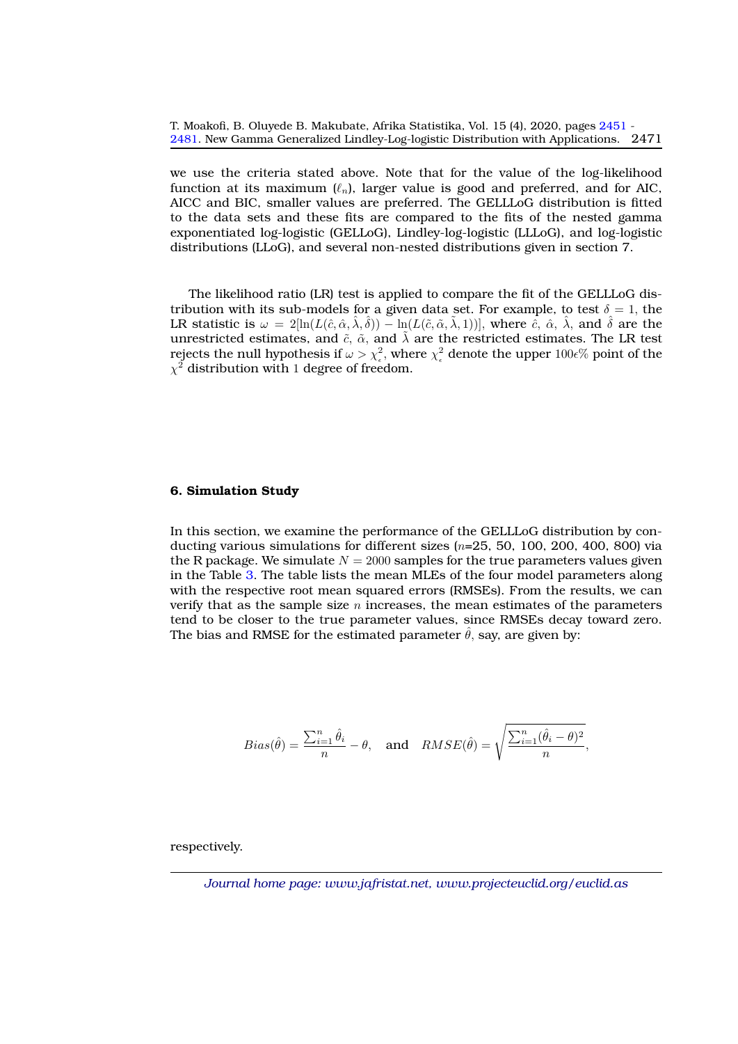we use the criteria stated above. Note that for the value of the log-likelihood function at its maximum ($\ell_n$), larger value is good and preferred, and for AIC, AICC and BIC, smaller values are preferred. The GELLLoG distribution is fitted to the data sets and these fits are compared to the fits of the nested gamma exponentiated log-logistic (GELLoG), Lindley-log-logistic (LLLoG), and log-logistic distributions (LLoG), and several non-nested distributions given in section 7.

The likelihood ratio (LR) test is applied to compare the fit of the GELLLoG distribution with its sub-models for a given data set. For example, to test $\delta = 1$, the LR statistic is $\omega = 2[\ln(L(\hat{c}, \hat{\alpha}, \hat{\lambda}, \hat{\delta})) - \ln(L(\tilde{c}, \tilde{\alpha}, \tilde{\lambda}, 1))]$, where $\hat{c}$, $\hat{\alpha}$, $\hat{\lambda}$, and $\hat{\delta}$ are the unrestricted estimates, and $\tilde{c}$, $\tilde{\alpha}$, and $\tilde{\lambda}$ are the restricted estimates. The LR test rejects the null hypothesis if $\omega > \chi^2_\epsilon$, where $\chi^2_\epsilon$ denote the upper $100\epsilon\%$ point of the $\chi^2$ distribution with $1$ degree of freedom.

### 6. Simulation Study

In this section, we examine the performance of the GELLLoG distribution by conducting various simulations for different sizes ($n$=25, 50, 100, 200, 400, 800) via the R package. We simulate $N = 2000$ samples for the true parameters values given in the Table 3. The table lists the mean MLEs of the four model parameters along with the respective root mean squared errors (RMSEs). From the results, we can verify that as the sample size $n$ increases, the mean estimates of the parameters tend to be closer to the true parameter values, since RMSEs decay toward zero. The bias and RMSE for the estimated parameter $\hat{\theta}$, say, are given by:

$$Bias(\hat{\theta}) = \frac{\sum_{i=1}^{n} \hat{\theta}_i}{n} - \theta, \quad \text{and} \quad RMSE(\hat{\theta}) = \sqrt{\frac{\sum_{i=1}^{n} (\hat{\theta}_i - \theta)^2}{n}},$$

respectively.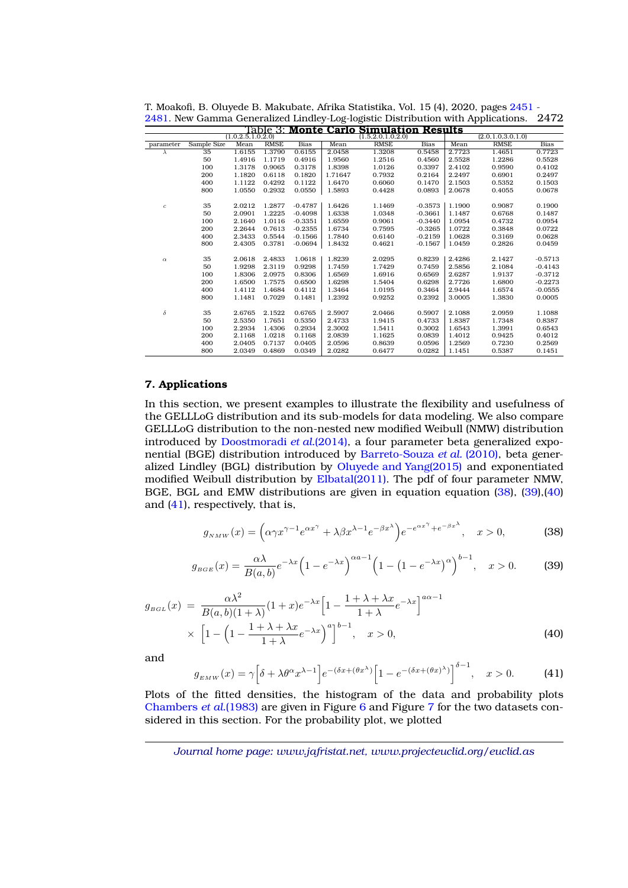Table 3: **Monte Carlo Simulation Results**

| | | (1.0,2.5,1.0,2.0) | | | (1.5,2.0,1.0,2.0) | | | (2.0,1.0,3.0,1.0) | | |
|---|---|---|---|---|---|---|---|---|---|---|
| parameter | Sample Size | Mean | RMSE | Bias | Mean | RMSE | Bias | Mean | RMSE | Bias |
| $\lambda$ | 35 | 1.6155 | 1.3790 | 0.6155 | 2.0458 | 1.3208 | 0.5458 | 2.7723 | 1.4651 | 0.7723 |
| | 50 | 1.4916 | 1.1719 | 0.4916 | 1.9560 | 1.2516 | 0.4560 | 2.5528 | 1.2286 | 0.5528 |
| | 100 | 1.3178 | 0.9065 | 0.3178 | 1.8398 | 1.0126 | 0.3397 | 2.4102 | 0.9590 | 0.4102 |
| | 200 | 1.1820 | 0.6118 | 0.1820 | 1.71647 | 0.7932 | 0.2164 | 2.2497 | 0.6901 | 0.2497 |
| | 400 | 1.1122 | 0.4292 | 0.1122 | 1.6470 | 0.6060 | 0.1470 | 2.1503 | 0.5352 | 0.1503 |
| | 800 | 1.0550 | 0.2932 | 0.0550 | 1.5893 | 0.4428 | 0.0893 | 2.0678 | 0.4055 | 0.0678 |
| $c$ | 35 | 2.0212 | 1.2877 | -0.4787 | 1.6426 | 1.1469 | -0.3573 | 1.1900 | 0.9087 | 0.1900 |
| | 50 | 2.0901 | 1.2225 | -0.4098 | 1.6338 | 1.0348 | -0.3661 | 1.1487 | 0.6768 | 0.1487 |
| | 100 | 2.1640 | 1.0116 | -0.3351 | 1.6559 | 0.9061 | -0.3440 | 1.0954 | 0.4732 | 0.0954 |
| | 200 | 2.2644 | 0.7613 | -0.2355 | 1.6734 | 0.7595 | -0.3265 | 1.0722 | 0.3848 | 0.0722 |
| | 400 | 2.3433 | 0.5544 | -0.1566 | 1.7840 | 0.6140 | -0.2159 | 1.0628 | 0.3169 | 0.0628 |
| | 800 | 2.4305 | 0.3781 | -0.0694 | 1.8432 | 0.4621 | -0.1567 | 1.0459 | 0.2826 | 0.0459 |
| $\alpha$ | 35 | 2.0618 | 2.4833 | 1.0618 | 1.8239 | 2.0295 | 0.8239 | 2.4286 | 2.1427 | -0.5713 |
| | 50 | 1.9298 | 2.3119 | 0.9298 | 1.7459 | 1.7429 | 0.7459 | 2.5856 | 2.1084 | -0.4143 |
| | 100 | 1.8306 | 2.0975 | 0.8306 | 1.6569 | 1.6916 | 0.6569 | 2.6287 | 1.9137 | -0.3712 |
| | 200 | 1.6500 | 1.7575 | 0.6500 | 1.6298 | 1.5404 | 0.6298 | 2.7726 | 1.6800 | -0.2273 |
| | 400 | 1.4112 | 1.4684 | 0.4112 | 1.3464 | 1.0195 | 0.3464 | 2.9444 | 1.6574 | -0.0555 |
| | 800 | 1.1481 | 0.7029 | 0.1481 | 1.2392 | 0.9252 | 0.2392 | 3.0005 | 1.3830 | 0.0005 |
| $\delta$ | 35 | 2.6765 | 2.1522 | 0.6765 | 2.5907 | 2.0466 | 0.5907 | 2.1088 | 2.0959 | 1.1088 |
| | 50 | 2.5350 | 1.7651 | 0.5350 | 2.4733 | 1.9415 | 0.4733 | 1.8387 | 1.7348 | 0.8387 |
| | 100 | 2.2934 | 1.4306 | 0.2934 | 2.3002 | 1.5411 | 0.3002 | 1.6543 | 1.3991 | 0.6543 |
| | 200 | 2.1168 | 1.0218 | 0.1168 | 2.0839 | 1.1625 | 0.0839 | 1.4012 | 0.9425 | 0.4012 |
| | 400 | 2.0405 | 0.7137 | 0.0405 | 2.0596 | 0.8639 | 0.0596 | 1.2569 | 0.7230 | 0.2569 |
| | 800 | 2.0349 | 0.4869 | 0.0349 | 2.0282 | 0.6477 | 0.0282 | 1.1451 | 0.5387 | 0.1451 |

## 7. Applications

In this section, we present examples to illustrate the flexibility and usefulness of the GELLLoG distribution and its sub-models for data modeling. We also compare GELLLoG distribution to the non-nested new modified Weibull (NMW) distribution introduced by Doostmoradi *et al.*(2014), a four parameter beta generalized exponential (BGE) distribution introduced by Barreto-Souza *et al.* (2010), beta generalized Lindley (BGL) distribution by Oluyede and Yang(2015) and exponentiated modified Weibull distribution by Elbatal(2011). The pdf of four parameter NMW, BGE, BGL and EMW distributions are given in equation equation (38), (39),(40) and (41), respectively, that is,

$$g_{NMW}(x) = \left(\alpha\gamma x^{\gamma-1}e^{\alpha x^{\gamma}} + \lambda\beta x^{\lambda-1}e^{-\beta x^{\lambda}}\right)e^{-e^{\alpha x^{\gamma}}+e^{-\beta x^{\lambda}}}, \quad x>0, \tag{38}$$

$$g_{BGE}(x) = \frac{\alpha\lambda}{B(a,b)}e^{-\lambda x}\left(1-e^{-\lambda x}\right)^{\alpha a-1}\left(1-\left(1-e^{-\lambda x}\right)^{\alpha}\right)^{b-1}, \quad x>0. \tag{39}$$

$$\begin{aligned} g_{BGL}(x) &= \frac{\alpha\lambda^2}{B(a,b)(1+\lambda)}(1+x)e^{-\lambda x}\left[1-\frac{1+\lambda+\lambda x}{1+\lambda}e^{-\lambda x}\right]^{a\alpha-1} \\ &\times \left[1-\left(1-\frac{1+\lambda+\lambda x}{1+\lambda}e^{-\lambda x}\right)^{a}\right]^{b-1}, \quad x>0, \end{aligned} \tag{40}$$

and

$$g_{EMW}(x) = \gamma\left[\delta+\lambda\theta^{\alpha}x^{\lambda-1}\right]e^{-(\delta x+(\theta x^{\lambda})}\left[1-e^{-(\delta x+(\theta x)^{\lambda})}\right]^{\delta-1}, \quad x>0. \tag{41}$$

Plots of the fitted densities, the histogram of the data and probability plots Chambers *et al.*(1983) are given in Figure 6 and Figure 7 for the two datasets considered in this section. For the probability plot, we plotted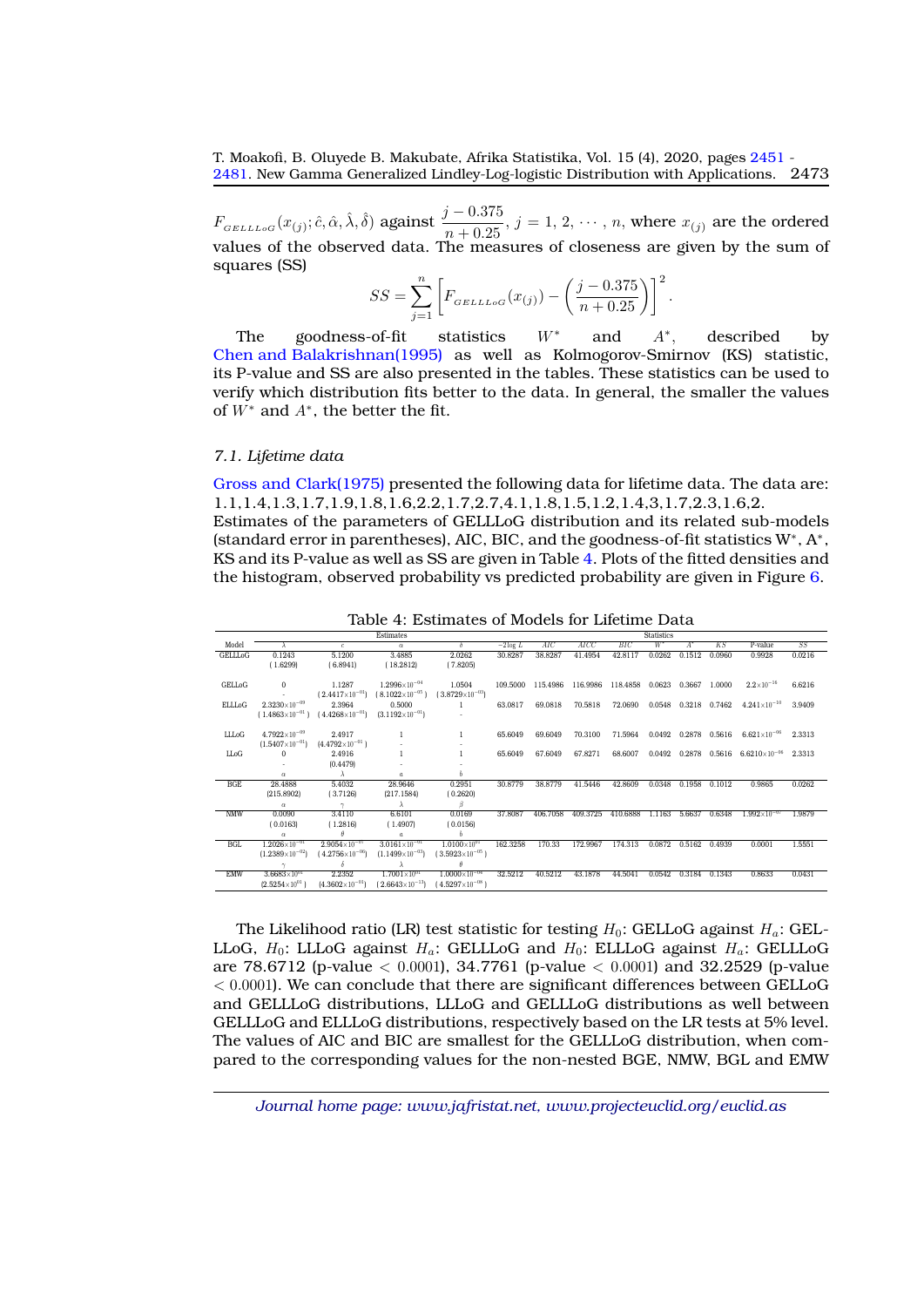$F_{GELLLoG}(x_{(j)}; \hat{c}, \hat{\alpha}, \hat{\lambda}, \hat{\delta})$ against $\dfrac{j - 0.375}{n + 0.25}$, $j = 1, 2, \cdots, n$, where $x_{(j)}$ are the ordered values of the observed data. The measures of closeness are given by the sum of squares (SS)

$$SS = \sum_{j=1}^{n} \left[ F_{GELLLoG}(x_{(j)}) - \left( \frac{j - 0.375}{n + 0.25} \right) \right]^2.$$

The goodness-of-fit statistics $W^*$ and $A^*$, described by Chen and Balakrishnan(1995) as well as Kolmogorov-Smirnov (KS) statistic, its P-value and SS are also presented in the tables. These statistics can be used to verify which distribution fits better to the data. In general, the smaller the values of $W^*$ and $A^*$, the better the fit.

### 7.1. Lifetime data

Gross and Clark(1975) presented the following data for lifetime data. The data are: 1.1,1.4,1.3,1.7,1.9,1.8,1.6,2.2,1.7,2.7,4.1,1.8,1.5,1.2,1.4,3,1.7,2.3,1.6,2.
Estimates of the parameters of GELLLoG distribution and its related sub-models (standard error in parentheses), AIC, BIC, and the goodness-of-fit statistics W*, A*, KS and its P-value as well as SS are given in Table 4. Plots of the fitted densities and the histogram, observed probability vs predicted probability are given in Figure 6.

Table 4: Estimates of Models for Lifetime Data

| | Estimates | | | | Statistics | | | | | | | | |
|---|---|---|---|---|---|---|---|---|---|---|---|---|---|
| Model | $\lambda$ | $c$ | $\alpha$ | $\delta$ | $-2\log L$ | $AIC$ | $AICC$ | $BIC$ | $W^*$ | $A^*$ | $KS$ | P-value | $SS$ |
| GELLLoG | 0.1243 | 5.1200 | 3.4885 | 2.0262 | 30.8287 | 38.8287 | 41.4954 | 42.8117 | 0.0262 | 0.1512 | 0.0960 | 0.9928 | 0.0216 |
| | (1.6299) | (6.8941) | (18.2812) | (7.8205) | | | | | | | | | |
| GELLoG | 0 | 1.1287 | $1.2996\times10^{-04}$ | 1.0504 | 109.5000 | 115.4986 | 116.9986 | 118.4858 | 0.0623 | 0.3667 | 1.0000 | $2.2\times10^{-16}$ | 6.6216 |
| | - | $(2.4417\times10^{-01})$ | $(8.1022\times10^{-05})$ | $(3.8729\times10^{-03})$ | | | | | | | | | |
| ELLLoG | $2.3230\times10^{-09}$ | 2.3964 | 0.5000 | 1 | 63.0817 | 69.0818 | 70.5818 | 72.0690 | 0.0548 | 0.3218 | 0.7462 | $4.241\times10^{-10}$ | 3.9409 |
| | $(1.4863\times10^{-01})$ | $(4.4268\times10^{-01})$ | $(3.1192\times10^{-01})$ | - | | | | | | | | | |
| LLLoG | $4.7922\times10^{-09}$ | 2.4917 | 1 | 1 | 65.6049 | 69.6049 | 70.3100 | 71.5964 | 0.0492 | 0.2878 | 0.5616 | $6.621\times10^{-06}$ | 2.3313 |
| | $(1.5407\times10^{-01})$ | $(4.4792\times10^{-01})$ | - | - | | | | | | | | | |
| LLoG | 0 | 2.4916 | 1 | 1 | 65.6049 | 67.6049 | 67.8271 | 68.6007 | 0.0492 | 0.2878 | 0.5616 | $6.6210\times10^{-06}$ | 2.3313 |
| | - | (0.4479) | - | - | | | | | | | | | |
| | $a$ | $\lambda$ | $a$ | $b$ | | | | | | | | | |
| BGE | 28.4888 | 5.4032 | 28.9646 | 0.2951 | 30.8779 | 38.8779 | 41.5446 | 42.8609 | 0.0348 | 0.1958 | 0.1012 | 0.9865 | 0.0262 |
| | (215.8902) | (3.7126) | (217.1584) | (0.2620) | | | | | | | | | |
| | $\alpha$ | $\gamma$ | $\lambda$ | $\beta$ | | | | | | | | | |
| NMW | 0.0090 | 3.4110 | 6.6101 | 0.0169 | 37.8087 | 406.7058 | 409.3725 | 410.6888 | 1.1163 | 5.6637 | 0.6348 | $1.992\times10^{-07}$ | 1.9879 |
| | (0.0163) | (1.2816) | (1.4907) | (0.0156) | | | | | | | | | |
| | $\alpha$ | $\theta$ | $a$ | $b$ | | | | | | | | | |
| BGL | $1.2026\times10^{-01}$ | $2.9054\times10^{-01}$ | $3.0161\times10^{-01}$ | $1.0100\times10^{01}$ | 162.3258 | 170.33 | 172.9967 | 174.313 | 0.0872 | 0.5162 | 0.4939 | 0.0001 | 1.5551 |
| | $(1.2389\times10^{-02})$ | $(4.2756\times10^{-06})$ | $(1.1499\times10^{-03})$ | $(3.5923\times10^{-05})$ | | | | | | | | | |
| | $\gamma$ | $\delta$ | $\lambda$ | $\theta$ | | | | | | | | | |
| EMW | $3.6683\times10^{01}$ | 2.2352 | $1.7001\times10^{01}$ | $1.0000\times10^{-08}$ | 32.5212 | 40.5212 | 43.1878 | 44.5041 | 0.0542 | 0.3184 | 0.1343 | 0.8633 | 0.0431 |
| | $(2.5254\times10^{01})$ | $(4.3602\times10^{-01})$ | $(2.6643\times10^{-13})$ | $(4.5297\times10^{-08})$ | | | | | | | | | |

The Likelihood ratio (LR) test statistic for testing $H_0$: GELLoG against $H_a$: GELLLoG, $H_0$: LLLoG against $H_a$: GELLLoG and $H_0$: ELLLoG against $H_a$: GELLLoG are 78.6712 (p-value $< 0.0001$), 34.7761 (p-value $< 0.0001$) and 32.2529 (p-value $< 0.0001$). We can conclude that there are significant differences between GELLoG and GELLLoG distributions, LLLoG and GELLLoG distributions as well as between GELLLoG and ELLLoG distributions, respectively based on the LR tests at 5% level. The values of AIC and BIC are smallest for the GELLLoG distribution, when compared to the corresponding values for the non-nested BGE, NMW, BGL and EMW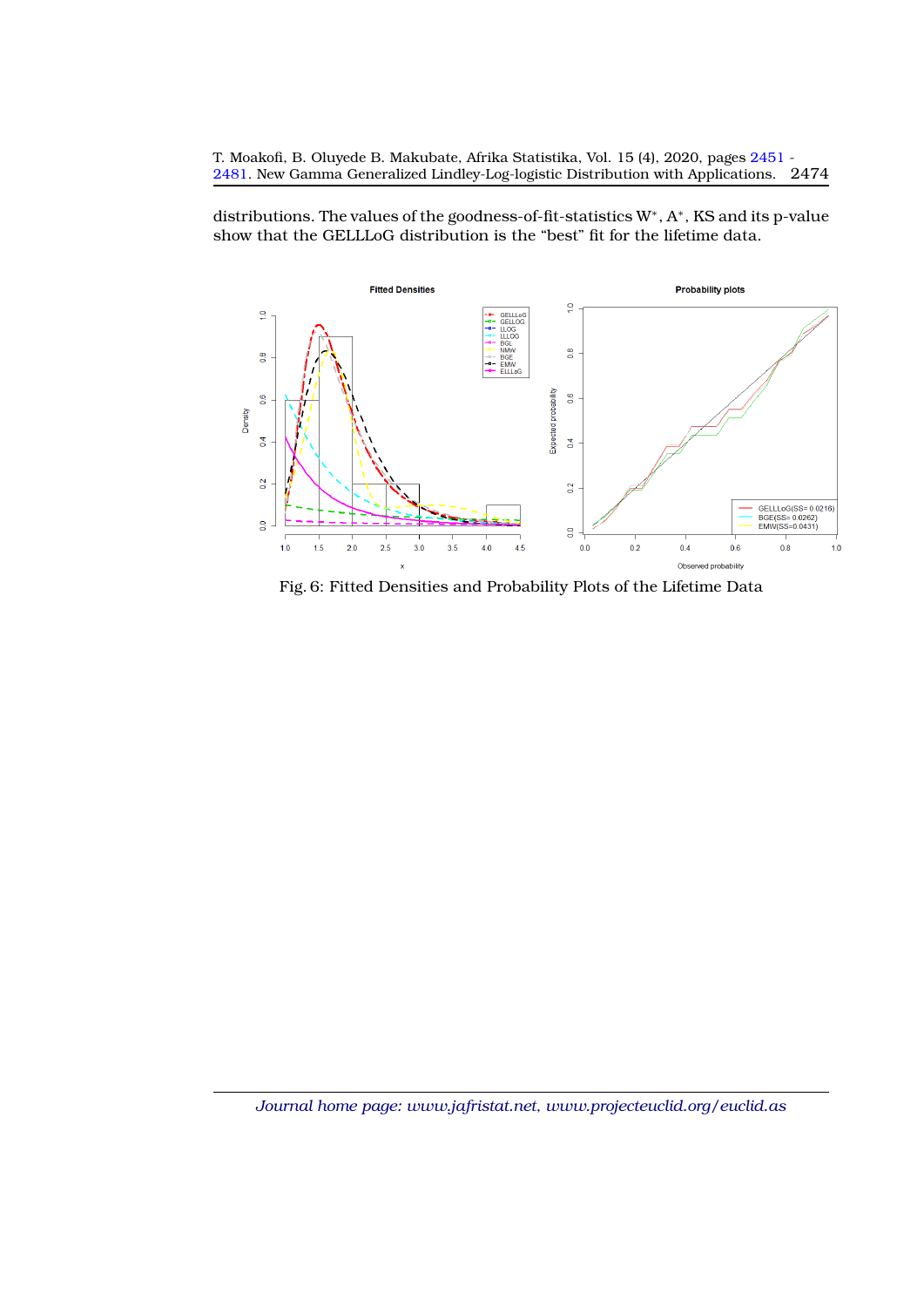distributions. The values of the goodness-of-fit-statistics $W^*$, $A^*$, KS and its p-value show that the GELLLoG distribution is the "best" fit for the lifetime data.

Fig. 6: Fitted Densities and Probability Plots of the Lifetime Data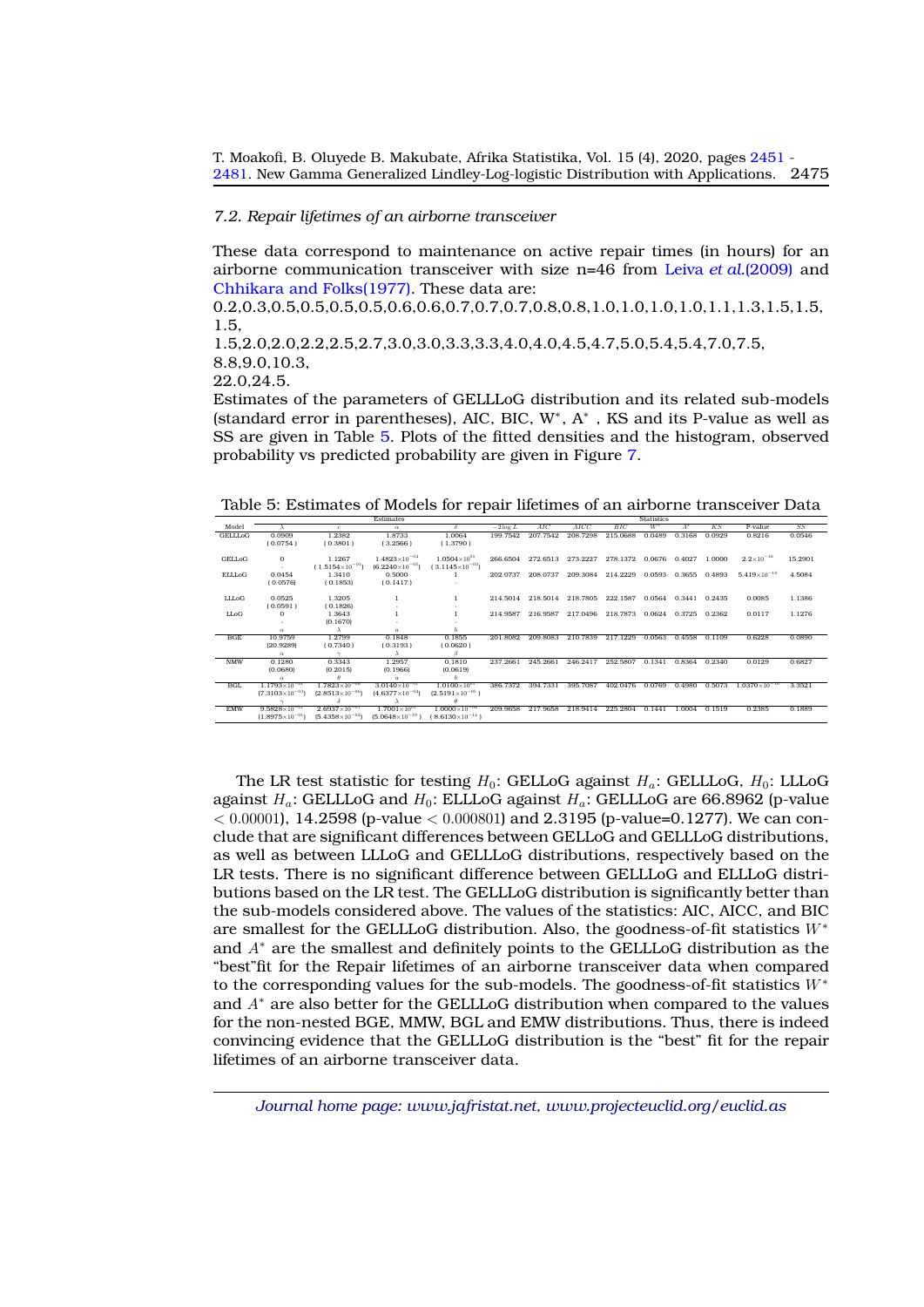### 7.2. Repair lifetimes of an airborne transceiver

These data correspond to maintenance on active repair times (in hours) for an airborne communication transceiver with size n=46 from Leiva *et al.*(2009) and Chhikara and Folks(1977). These data are:

0.2,0.3,0.5,0.5,0.5,0.5,0.6,0.6,0.7,0.7,0.7,0.8,0.8,1.0,1.0,1.0,1.0,1.1,1.3,1.5,1.5, 1.5,

1.5,2.0,2.0,2.2,2.5,2.7,3.0,3.0,3.3,3.3,4.0,4.0,4.5,4.7,5.0,5.4,5.4,7.0,7.5, 8.8,9.0,10.3,

22.0,24.5.

Estimates of the parameters of GELLLoG distribution and its related sub-models (standard error in parentheses), AIC, BIC, W*, A* , KS and its P-value as well as SS are given in Table 5. Plots of the fitted densities and the histogram, observed probability vs predicted probability are given in Figure 7.

Table 5: Estimates of Models for repair lifetimes of an airborne transceiver Data

| Model | Estimates | | | | Statistics | | | | | | | | | |
|---|---|---|---|---|---|---|---|---|---|---|---|---|---|---|
| | $\lambda$ | $c$ | $\alpha$ | $\delta$ | $-2\log L$ | AIC | AICC | BIC | $W^*$ | $A^*$ | KS | P-value | SS |
| GELLLoG | 0.0909 | 1.2382 | 1.8733 | 1.0064 | 199.7542 | 207.7542 | 208.7298 | 215.0688 | 0.0489 | 0.3168 | 0.0929 | 0.8216 | 0.0546 |
| | (0.0754) | (0.3801) | (3.2566) | (1.3790) | | | | | | | | | |
| GELLoG | 0 | 1.1267 | $1.4823\times10^{-04}$ | $1.0504\times10^{03}$ | 266.6504 | 272.6513 | 273.2227 | 278.1372 | 0.0676 | 0.4027 | 1.0000 | $2.2\times10^{-16}$ | 15.2901 |
| | - | $(1.5154\times10^{-01})$ | $(6.2240\times10^{-05})$ | $(3.1145\times10^{-05})$ | | | | | | | | | |
| ELLLoG | 0.0454 | 1.3410 | 0.5000 | 1 | 202.0737 | 208.0737 | 209.3084 | 214.2229 | 0.0593 | 0.3655 | 0.4893 | $5.419\times10^{-10}$ | 4.5084 |
| | (0.0576) | (0.1853) | (0.1417) | - | | | | | | | | | |
| LLLoG | 0.0525 | 1.3205 | 1 | 1 | 214.5014 | 218.5014 | 218.7805 | 222.1587 | 0.0564 | 0.3441 | 0.2435 | 0.0085 | 1.1386 |
| | (0.0591) | (0.1826) | - | - | | | | | | | | | |
| LLoG | 0 | 1.3643 | 1 | 1 | 214.9587 | 216.9587 | 217.0496 | 218.7873 | 0.0624 | 0.3725 | 0.2362 | 0.0117 | 1.1276 |
| | - | (0.1670) | - | - | | | | | | | | | |
| | $\alpha$ | $\lambda$ | $a$ | $b$ | | | | | | | | | |
| BGE | 10.9759 | 1.2799 | 0.1848 | 0.1855 | 201.8082 | 209.8083 | 210.7839 | 217.1229 | 0.0563 | 0.4558 | 0.1109 | 0.6228 | 0.0890 |
| | (20.9289) | (0.7340) | (0.3193) | (0.0620) | | | | | | | | | |
| | $\alpha$ | $\gamma$ | $\lambda$ | $\beta$ | | | | | | | | | |
| NMW | 0.1280 | 0.3343 | 1.2957 | 0.1810 | 237.2661 | 245.2661 | 246.2417 | 252.5807 | 0.1341 | 0.8364 | 0.2340 | 0.0129 | 0.6827 |
| | (0.0680) | (0.2015) | (0.1966) | (0.0619) | | | | | | | | | |
| | $\alpha$ | $\theta$ | $a$ | $b$ | | | | | | | | | |
| BGL | $1.1793\times10^{-01}$ | $1.7823\times10^{-03}$ | $3.0140\times10^{-03}$ | $1.0100\times10^{01}$ | 386.7372 | 394.7331 | 395.7087 | 402.0476 | 0.0769 | 0.4980 | 0.5073 | $1.0370\times10^{-10}$ | 3.3521 |
| | $(7.3103\times10^{-03})$ | $(2.8513\times10^{-04})$ | $(4.6377\times10^{-04})$ | $(2.5191\times10^{-16})$ | | | | | | | | | |
| | $\gamma$ | $\delta$ | $\lambda$ | $\theta$ | | | | | | | | | |
| EMW | $9.5828\times10^{-01}$ | $2.6937\times10^{-01}$ | $1.7001\times10^{01}$ | $1.0000\times10^{-04}$ | 209.9658 | 217.9658 | 218.9414 | 225.2804 | 0.1441 | 1.0004 | 0.1519 | 0.2385 | 0.1889 |
| | $(1.8975\times10^{-01})$ | $(5.4358\times10^{-02})$ | $(5.0648\times10^{-10})$ | $(8.6130\times10^{-14})$ | | | | | | | | | |

The LR test statistic for testing $H_0$: GELLoG against $H_a$: GELLLoG, $H_0$: LLLoG against $H_a$: GELLLoG and $H_0$: ELLLoG against $H_a$: GELLLoG are 66.8962 (p-value $< 0.00001$), 14.2598 (p-value $< 0.000801$) and 2.3195 (p-value=0.1277). We can conclude that are significant differences between GELLoG and GELLLoG distributions, as well as between LLLoG and GELLLoG distributions, respectively based on the LR tests. There is no significant difference between GELLLoG and ELLLoG distributions based on the LR test. The GELLLoG distribution is significantly better than the sub-models considered above. The values of the statistics: AIC, AICC, and BIC are smallest for the GELLLoG distribution. Also, the goodness-of-fit statistics $W^*$ and $A^*$ are the smallest and definitely points to the GELLLoG distribution as the "best"fit for the Repair lifetimes of an airborne transceiver data when compared to the corresponding values for the sub-models. The goodness-of-fit statistics $W^*$ and $A^*$ are also better for the GELLLoG distribution when compared to the values for the non-nested BGE, MMW, BGL and EMW distributions. Thus, there is indeed convincing evidence that the GELLLoG distribution is the "best" fit for the repair lifetimes of an airborne transceiver data.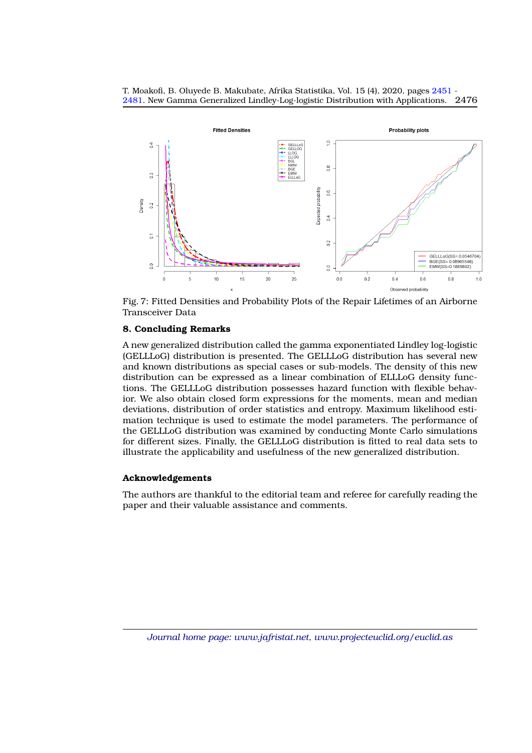Fig. 7: Fitted Densities and Probability Plots of the Repair Lifetimes of an Airborne Transceiver Data

## 8. Concluding Remarks

A new generalized distribution called the gamma exponentiated Lindley log-logistic (GELLLoG) distribution is presented. The GELLLoG distribution has several new and known distributions as special cases or sub-models. The density of this new distribution can be expressed as a linear combination of ELLLoG density functions. The GELLLoG distribution possesses hazard function with flexible behavior. We also obtain closed form expressions for the moments, mean and median deviations, distribution of order statistics and entropy. Maximum likelihood estimation technique is used to estimate the model parameters. The performance of the GELLLoG distribution was examined by conducting Monte Carlo simulations for different sizes. Finally, the GELLLoG distribution is fitted to real data sets to illustrate the applicability and usefulness of the new generalized distribution.

### Acknowledgements

The authors are thankful to the editorial team and referee for carefully reading the paper and their valuable assistance and comments.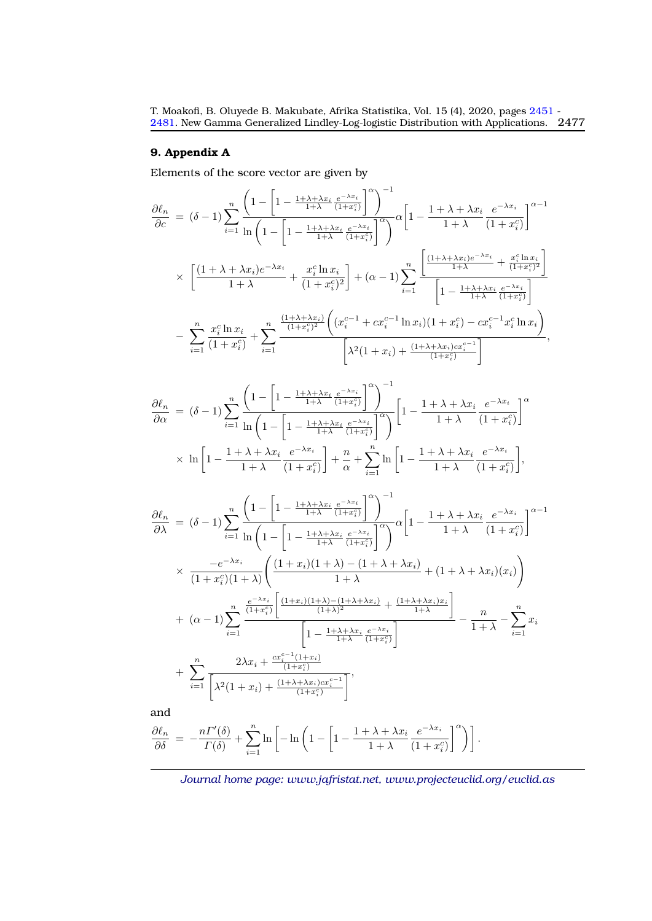## 9. Appendix A

Elements of the score vector are given by

$$
\begin{aligned}
\frac{\partial \ell_n}{\partial c} &= (\delta-1)\sum_{i=1}^{n}\frac{\left(1-\left[1-\frac{1+\lambda+\lambda x_i}{1+\lambda}\frac{e^{-\lambda x_i}}{(1+x_i^c)}\right]^{\alpha}\right)^{-1}}{\ln\left(1-\left[1-\frac{1+\lambda+\lambda x_i}{1+\lambda}\frac{e^{-\lambda x_i}}{(1+x_i^c)}\right]^{\alpha}\right)}\alpha\left[1-\frac{1+\lambda+\lambda x_i}{1+\lambda}\frac{e^{-\lambda x_i}}{(1+x_i^c)}\right]^{\alpha-1} \\
&\times \left[\frac{(1+\lambda+\lambda x_i)e^{-\lambda x_i}}{1+\lambda}+\frac{x_i^c \ln x_i}{(1+x_i^c)^2}\right]+(\alpha-1)\sum_{i=1}^{n}\frac{\left[\frac{(1+\lambda+\lambda x_i)e^{-\lambda x_i}}{1+\lambda}+\frac{x_i^c\ln x_i}{(1+x_i^c)^2}\right]}{\left[1-\frac{1+\lambda+\lambda x_i}{1+\lambda}\frac{e^{-\lambda x_i}}{(1+x_i^c)}\right]} \\
&- \sum_{i=1}^{n}\frac{x_i^c\ln x_i}{(1+x_i^c)}+\sum_{i=1}^{n}\frac{\frac{(1+\lambda+\lambda x_i)}{(1+x_i^c)^2}\left((x_i^{c-1}+cx_i^{c-1}\ln x_i)(1+x_i^c)-cx_i^{c-1}x_i^c\ln x_i\right)}{\left[\lambda^2(1+x_i)+\frac{(1+\lambda+\lambda x_i)cx_i^{c-1}}{(1+x_i^c)}\right]},
\end{aligned}
$$

$$
\begin{aligned}
\frac{\partial \ell_n}{\partial \alpha} &= (\delta-1)\sum_{i=1}^{n}\frac{\left(1-\left[1-\frac{1+\lambda+\lambda x_i}{1+\lambda}\frac{e^{-\lambda x_i}}{(1+x_i^c)}\right]^{\alpha}\right)^{-1}}{\ln\left(1-\left[1-\frac{1+\lambda+\lambda x_i}{1+\lambda}\frac{e^{-\lambda x_i}}{(1+x_i^c)}\right]^{\alpha}\right)}\left[1-\frac{1+\lambda+\lambda x_i}{1+\lambda}\frac{e^{-\lambda x_i}}{(1+x_i^c)}\right]^{\alpha} \\
&\times \ln\left[1-\frac{1+\lambda+\lambda x_i}{1+\lambda}\frac{e^{-\lambda x_i}}{(1+x_i^c)}\right]+\frac{n}{\alpha}+\sum_{i=1}^{n}\ln\left[1-\frac{1+\lambda+\lambda x_i}{1+\lambda}\frac{e^{-\lambda x_i}}{(1+x_i^c)}\right],
\end{aligned}
$$

$$
\begin{aligned}
\frac{\partial \ell_n}{\partial \lambda} &= (\delta-1)\sum_{i=1}^{n}\frac{\left(1-\left[1-\frac{1+\lambda+\lambda x_i}{1+\lambda}\frac{e^{-\lambda x_i}}{(1+x_i^c)}\right]^{\alpha}\right)^{-1}}{\ln\left(1-\left[1-\frac{1+\lambda+\lambda x_i}{1+\lambda}\frac{e^{-\lambda x_i}}{(1+x_i^c)}\right]^{\alpha}\right)}\alpha\left[1-\frac{1+\lambda+\lambda x_i}{1+\lambda}\frac{e^{-\lambda x_i}}{(1+x_i^c)}\right]^{\alpha-1} \\
&\times \frac{-e^{-\lambda x_i}}{(1+x_i^c)(1+\lambda)}\left(\frac{(1+x_i)(1+\lambda)-(1+\lambda+\lambda x_i)}{1+\lambda}+(1+\lambda+\lambda x_i)(x_i)\right) \\
&+ (\alpha-1)\sum_{i=1}^{n}\frac{\frac{e^{-\lambda x_i}}{(1+x_i^c)}\left[\frac{(1+x_i)(1+\lambda)-(1+\lambda+\lambda x_i)}{(1+\lambda)^2}+\frac{(1+\lambda+\lambda x_i)x_i}{1+\lambda}\right]}{\left[1-\frac{1+\lambda+\lambda x_i}{1+\lambda}\frac{e^{-\lambda x_i}}{(1+x_i^c)}\right]}-\frac{n}{1+\lambda}-\sum_{i=1}^{n}x_i \\
&+ \sum_{i=1}^{n}\frac{2\lambda x_i+\frac{cx_i^{c-1}(1+x_i)}{(1+x_i^c)}}{\left[\lambda^2(1+x_i)+\frac{(1+\lambda+\lambda x_i)cx_i^{c-1}}{(1+x_i^c)}\right]},
\end{aligned}
$$

and

$$
\frac{\partial \ell_n}{\partial \delta} = -\frac{n\Gamma'(\delta)}{\Gamma(\delta)}+\sum_{i=1}^{n}\ln\left[-\ln\left(1-\left[1-\frac{1+\lambda+\lambda x_i}{1+\lambda}\frac{e^{-\lambda x_i}}{(1+x_i^c)}\right]^{\alpha}\right)\right].
$$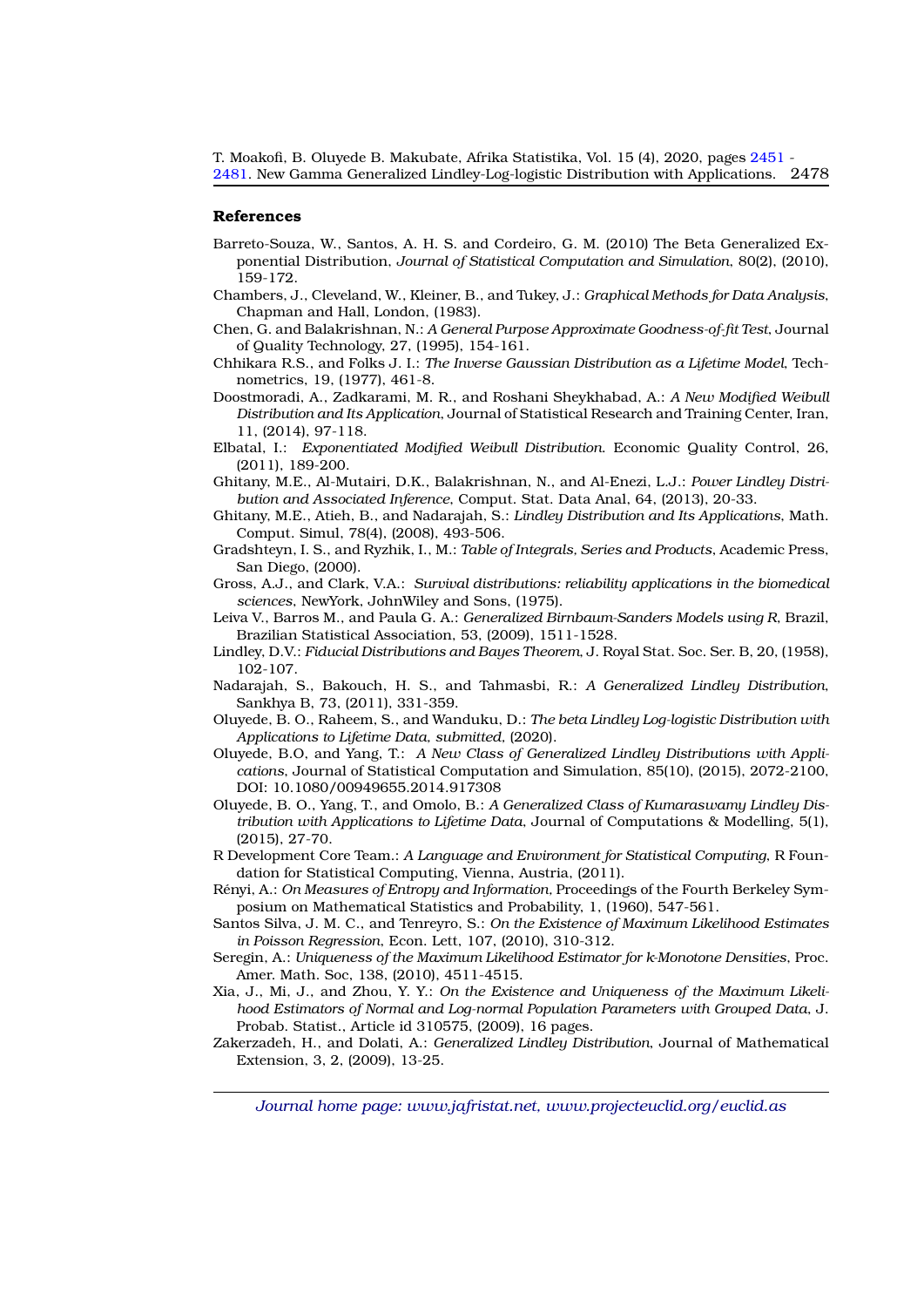## References

Barreto-Souza, W., Santos, A. H. S. and Cordeiro, G. M. (2010) The Beta Generalized Exponential Distribution, *Journal of Statistical Computation and Simulation*, 80(2), (2010), 159-172.

Chambers, J., Cleveland, W., Kleiner, B., and Tukey, J.: *Graphical Methods for Data Analysis*, Chapman and Hall, London, (1983).

Chen, G. and Balakrishnan, N.: *A General Purpose Approximate Goodness-of-fit Test*, Journal of Quality Technology, 27, (1995), 154-161.

Chhikara R.S., and Folks J. I.: *The Inverse Gaussian Distribution as a Lifetime Model*, Technometrics, 19, (1977), 461-8.

Doostmoradi, A., Zadkarami, M. R., and Roshani Sheykhabad, A.: *A New Modified Weibull Distribution and Its Application*, Journal of Statistical Research and Training Center, Iran, 11, (2014), 97-118.

Elbatal, I.: *Exponentiated Modified Weibull Distribution*. Economic Quality Control, 26, (2011), 189-200.

Ghitany, M.E., Al-Mutairi, D.K., Balakrishnan, N., and Al-Enezi, L.J.: *Power Lindley Distribution and Associated Inference*, Comput. Stat. Data Anal, 64, (2013), 20-33.

Ghitany, M.E., Atieh, B., and Nadarajah, S.: *Lindley Distribution and Its Applications*, Math. Comput. Simul, 78(4), (2008), 493-506.

Gradshteyn, I. S., and Ryzhik, I., M.: *Table of Integrals, Series and Products*, Academic Press, San Diego, (2000).

Gross, A.J., and Clark, V.A.: *Survival distributions: reliability applications in the biomedical sciences*, NewYork, JohnWiley and Sons, (1975).

Leiva V., Barros M., and Paula G. A.: *Generalized Birnbaum-Sanders Models using R*, Brazil, Brazilian Statistical Association, 53, (2009), 1511-1528.

Lindley, D.V.: *Fiducial Distributions and Bayes Theorem*, J. Royal Stat. Soc. Ser. B, 20, (1958), 102-107.

Nadarajah, S., Bakouch, H. S., and Tahmasbi, R.: *A Generalized Lindley Distribution*, Sankhya B, 73, (2011), 331-359.

Oluyede, B. O., Raheem, S., and Wanduku, D.: *The beta Lindley Log-logistic Distribution with Applications to Lifetime Data, submitted,* (2020).

Oluyede, B.O, and Yang, T.: *A New Class of Generalized Lindley Distributions with Applications*, Journal of Statistical Computation and Simulation, 85(10), (2015), 2072-2100, DOI: 10.1080/00949655.2014.917308

Oluyede, B. O., Yang, T., and Omolo, B.: *A Generalized Class of Kumaraswamy Lindley Distribution with Applications to Lifetime Data*, Journal of Computations & Modelling, 5(1), (2015), 27-70.

R Development Core Team.: *A Language and Environment for Statistical Computing*, R Foundation for Statistical Computing, Vienna, Austria, (2011).

Rényi, A.: *On Measures of Entropy and Information,* Proceedings of the Fourth Berkeley Symposium on Mathematical Statistics and Probability, 1, (1960), 547-561.

Santos Silva, J. M. C., and Tenreyro, S.: *On the Existence of Maximum Likelihood Estimates in Poisson Regression*, Econ. Lett, 107, (2010), 310-312.

Seregin, A.: *Uniqueness of the Maximum Likelihood Estimator for k-Monotone Densities*, Proc. Amer. Math. Soc, 138, (2010), 4511-4515.

Xia, J., Mi, J., and Zhou, Y. Y.: *On the Existence and Uniqueness of the Maximum Likelihood Estimators of Normal and Log-normal Population Parameters with Grouped Data*, J. Probab. Statist., Article id 310575, (2009), 16 pages.

Zakerzadeh, H., and Dolati, A.: *Generalized Lindley Distribution*, Journal of Mathematical Extension, 3, 2, (2009), 13-25.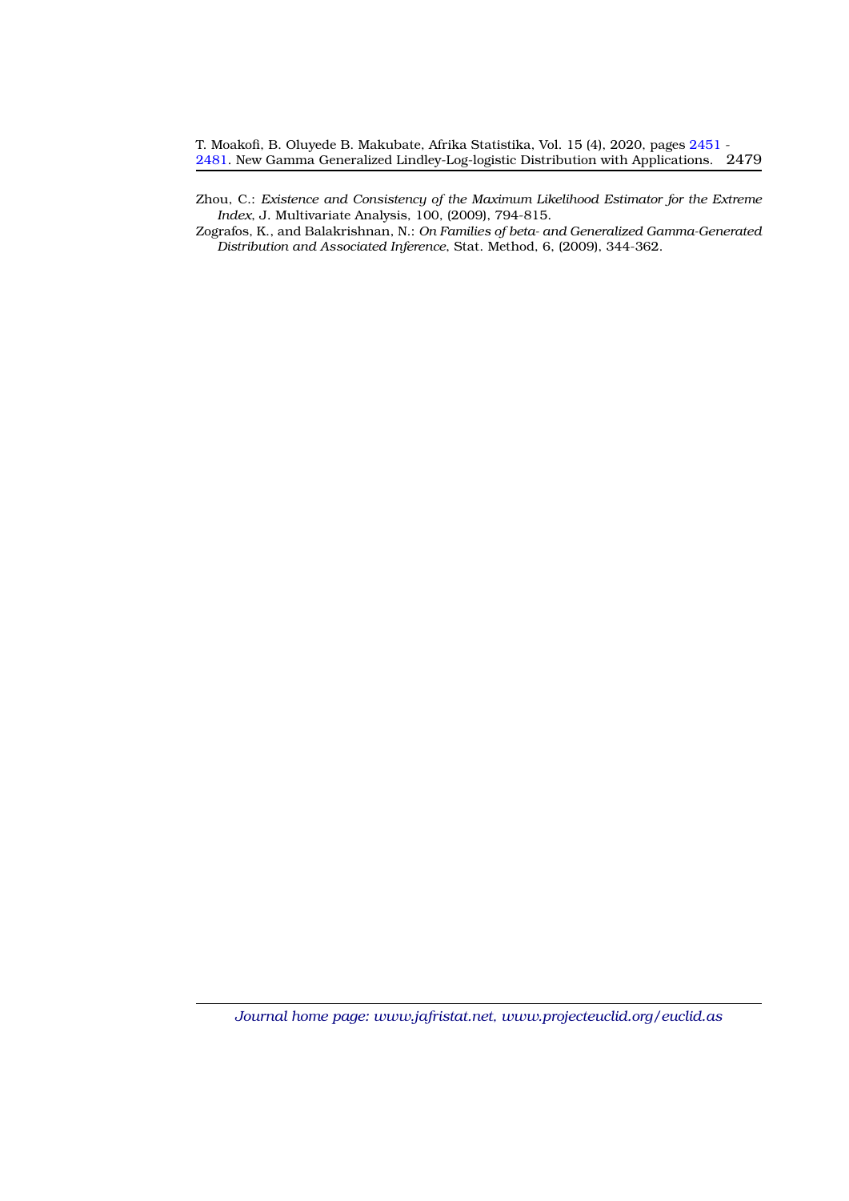Zhou, C.: *Existence and Consistency of the Maximum Likelihood Estimator for the Extreme Index*, J. Multivariate Analysis, 100, (2009), 794-815.

Zografos, K., and Balakrishnan, N.: *On Families of beta- and Generalized Gamma-Generated Distribution and Associated Inference*, Stat. Method, 6, (2009), 344-362.